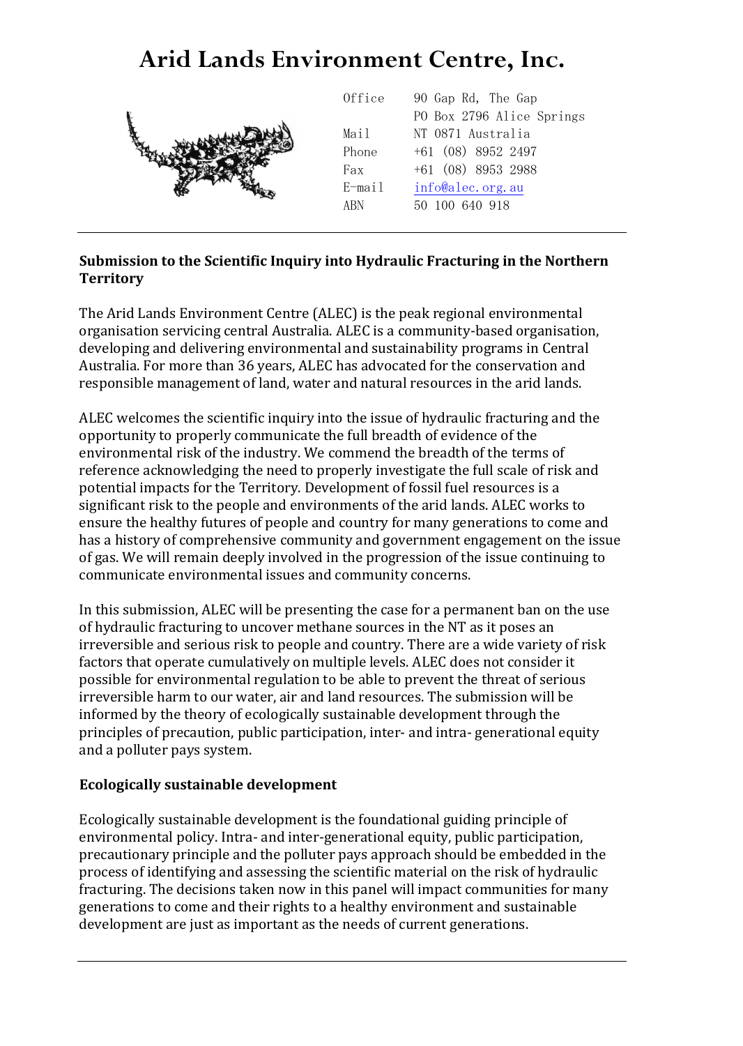# Arid Lands Environment Centre, Inc.

| | |
|---|---|
| Office | 90 Gap Rd, The Gap |
| | PO Box 2796 Alice Springs |
| Mail | NT 0871 Australia |
| Phone | +61 (08) 8952 2497 |
| Fax | +61 (08) 8953 2988 |
| E-mail | info@alec.org.au |
| ABN | 50 100 640 918 |

**Submission to the Scientific Inquiry into Hydraulic Fracturing in the Northern Territory**

The Arid Lands Environment Centre (ALEC) is the peak regional environmental organisation servicing central Australia. ALEC is a community-based organisation, developing and delivering environmental and sustainability programs in Central Australia. For more than 36 years, ALEC has advocated for the conservation and responsible management of land, water and natural resources in the arid lands.

ALEC welcomes the scientific inquiry into the issue of hydraulic fracturing and the opportunity to properly communicate the full breadth of evidence of the environmental risk of the industry. We commend the breadth of the terms of reference acknowledging the need to properly investigate the full scale of risk and potential impacts for the Territory. Development of fossil fuel resources is a significant risk to the people and environments of the arid lands. ALEC works to ensure the healthy futures of people and country for many generations to come and has a history of comprehensive community and government engagement on the issue of gas. We will remain deeply involved in the progression of the issue continuing to communicate environmental issues and community concerns.

In this submission, ALEC will be presenting the case for a permanent ban on the use of hydraulic fracturing to uncover methane sources in the NT as it poses an irreversible and serious risk to people and country. There are a wide variety of risk factors that operate cumulatively on multiple levels. ALEC does not consider it possible for environmental regulation to be able to prevent the threat of serious irreversible harm to our water, air and land resources. The submission will be informed by the theory of ecologically sustainable development through the principles of precaution, public participation, inter- and intra- generational equity and a polluter pays system.

**Ecologically sustainable development**

Ecologically sustainable development is the foundational guiding principle of environmental policy. Intra- and inter-generational equity, public participation, precautionary principle and the polluter pays approach should be embedded in the process of identifying and assessing the scientific material on the risk of hydraulic fracturing. The decisions taken now in this panel will impact communities for many generations to come and their rights to a healthy environment and sustainable development are just as important as the needs of current generations.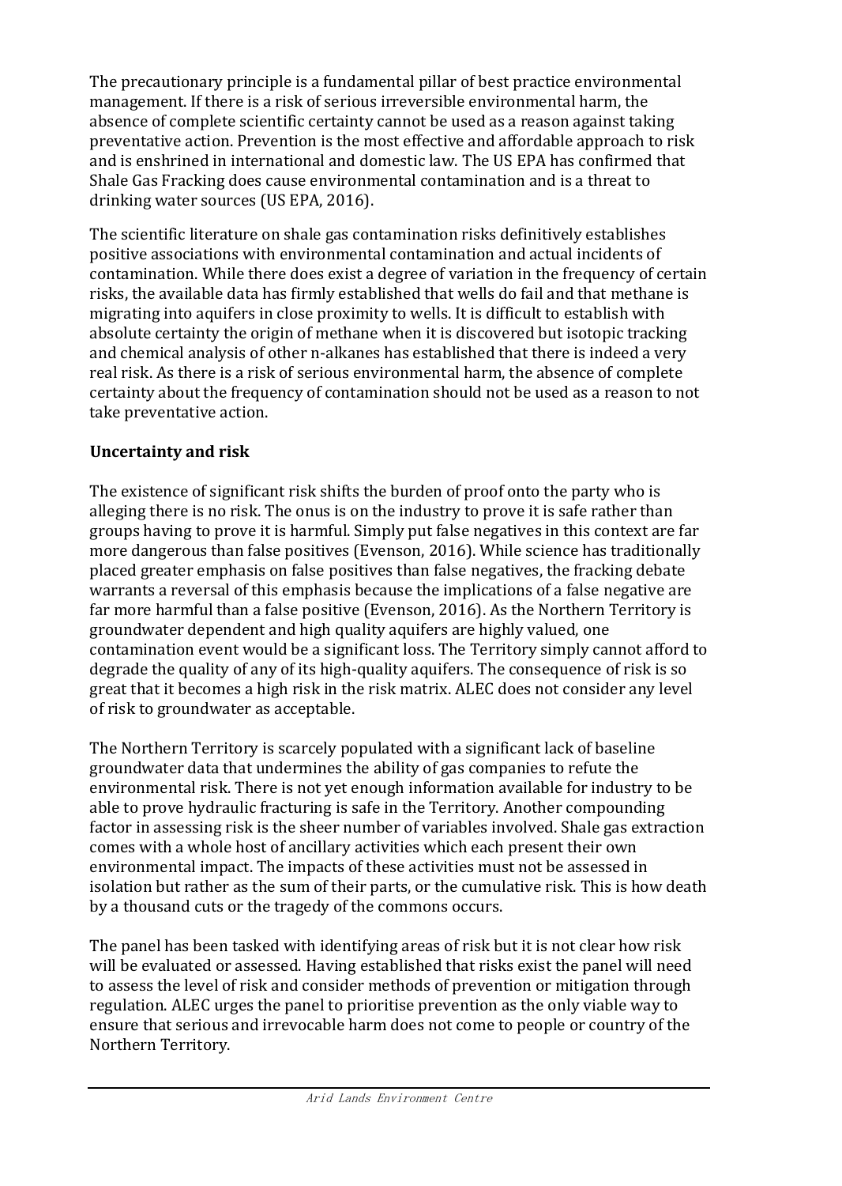The precautionary principle is a fundamental pillar of best practice environmental management. If there is a risk of serious irreversible environmental harm, the absence of complete scientific certainty cannot be used as a reason against taking preventative action. Prevention is the most effective and affordable approach to risk and is enshrined in international and domestic law. The US EPA has confirmed that Shale Gas Fracking does cause environmental contamination and is a threat to drinking water sources (US EPA, 2016).

The scientific literature on shale gas contamination risks definitively establishes positive associations with environmental contamination and actual incidents of contamination. While there does exist a degree of variation in the frequency of certain risks, the available data has firmly established that wells do fail and that methane is migrating into aquifers in close proximity to wells. It is difficult to establish with absolute certainty the origin of methane when it is discovered but isotopic tracking and chemical analysis of other n-alkanes has established that there is indeed a very real risk. As there is a risk of serious environmental harm, the absence of complete certainty about the frequency of contamination should not be used as a reason to not take preventative action.

**Uncertainty and risk**

The existence of significant risk shifts the burden of proof onto the party who is alleging there is no risk. The onus is on the industry to prove it is safe rather than groups having to prove it is harmful. Simply put false negatives in this context are far more dangerous than false positives (Evenson, 2016). While science has traditionally placed greater emphasis on false positives than false negatives, the fracking debate warrants a reversal of this emphasis because the implications of a false negative are far more harmful than a false positive (Evenson, 2016). As the Northern Territory is groundwater dependent and high quality aquifers are highly valued, one contamination event would be a significant loss. The Territory simply cannot afford to degrade the quality of any of its high-quality aquifers. The consequence of risk is so great that it becomes a high risk in the risk matrix. ALEC does not consider any level of risk to groundwater as acceptable.

The Northern Territory is scarcely populated with a significant lack of baseline groundwater data that undermines the ability of gas companies to refute the environmental risk. There is not yet enough information available for industry to be able to prove hydraulic fracturing is safe in the Territory. Another compounding factor in assessing risk is the sheer number of variables involved. Shale gas extraction comes with a whole host of ancillary activities which each present their own environmental impact. The impacts of these activities must not be assessed in isolation but rather as the sum of their parts, or the cumulative risk. This is how death by a thousand cuts or the tragedy of the commons occurs.

The panel has been tasked with identifying areas of risk but it is not clear how risk will be evaluated or assessed. Having established that risks exist the panel will need to assess the level of risk and consider methods of prevention or mitigation through regulation. ALEC urges the panel to prioritise prevention as the only viable way to ensure that serious and irrevocable harm does not come to people or country of the Northern Territory.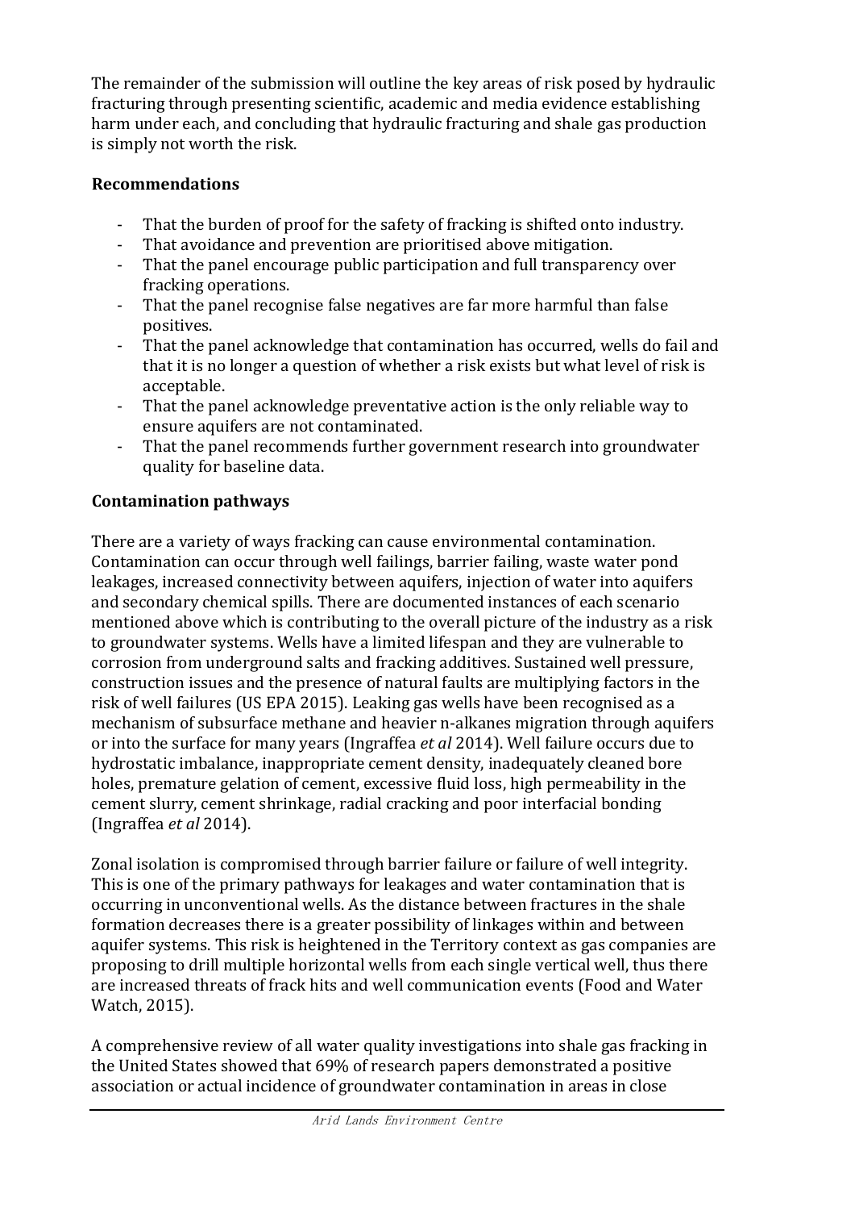The remainder of the submission will outline the key areas of risk posed by hydraulic fracturing through presenting scientific, academic and media evidence establishing harm under each, and concluding that hydraulic fracturing and shale gas production is simply not worth the risk.

**Recommendations**

- That the burden of proof for the safety of fracking is shifted onto industry.
- That avoidance and prevention are prioritised above mitigation.
- That the panel encourage public participation and full transparency over fracking operations.
- That the panel recognise false negatives are far more harmful than false positives.
- That the panel acknowledge that contamination has occurred, wells do fail and that it is no longer a question of whether a risk exists but what level of risk is acceptable.
- That the panel acknowledge preventative action is the only reliable way to ensure aquifers are not contaminated.
- That the panel recommends further government research into groundwater quality for baseline data.

**Contamination pathways**

There are a variety of ways fracking can cause environmental contamination. Contamination can occur through well failings, barrier failing, waste water pond leakages, increased connectivity between aquifers, injection of water into aquifers and secondary chemical spills. There are documented instances of each scenario mentioned above which is contributing to the overall picture of the industry as a risk to groundwater systems. Wells have a limited lifespan and they are vulnerable to corrosion from underground salts and fracking additives. Sustained well pressure, construction issues and the presence of natural faults are multiplying factors in the risk of well failures (US EPA 2015). Leaking gas wells have been recognised as a mechanism of subsurface methane and heavier n-alkanes migration through aquifers or into the surface for many years (Ingraffea *et al* 2014). Well failure occurs due to hydrostatic imbalance, inappropriate cement density, inadequately cleaned bore holes, premature gelation of cement, excessive fluid loss, high permeability in the cement slurry, cement shrinkage, radial cracking and poor interfacial bonding (Ingraffea *et al* 2014).

Zonal isolation is compromised through barrier failure or failure of well integrity. This is one of the primary pathways for leakages and water contamination that is occurring in unconventional wells. As the distance between fractures in the shale formation decreases there is a greater possibility of linkages within and between aquifer systems. This risk is heightened in the Territory context as gas companies are proposing to drill multiple horizontal wells from each single vertical well, thus there are increased threats of frack hits and well communication events (Food and Water Watch, 2015).

A comprehensive review of all water quality investigations into shale gas fracking in the United States showed that 69% of research papers demonstrated a positive association or actual incidence of groundwater contamination in areas in close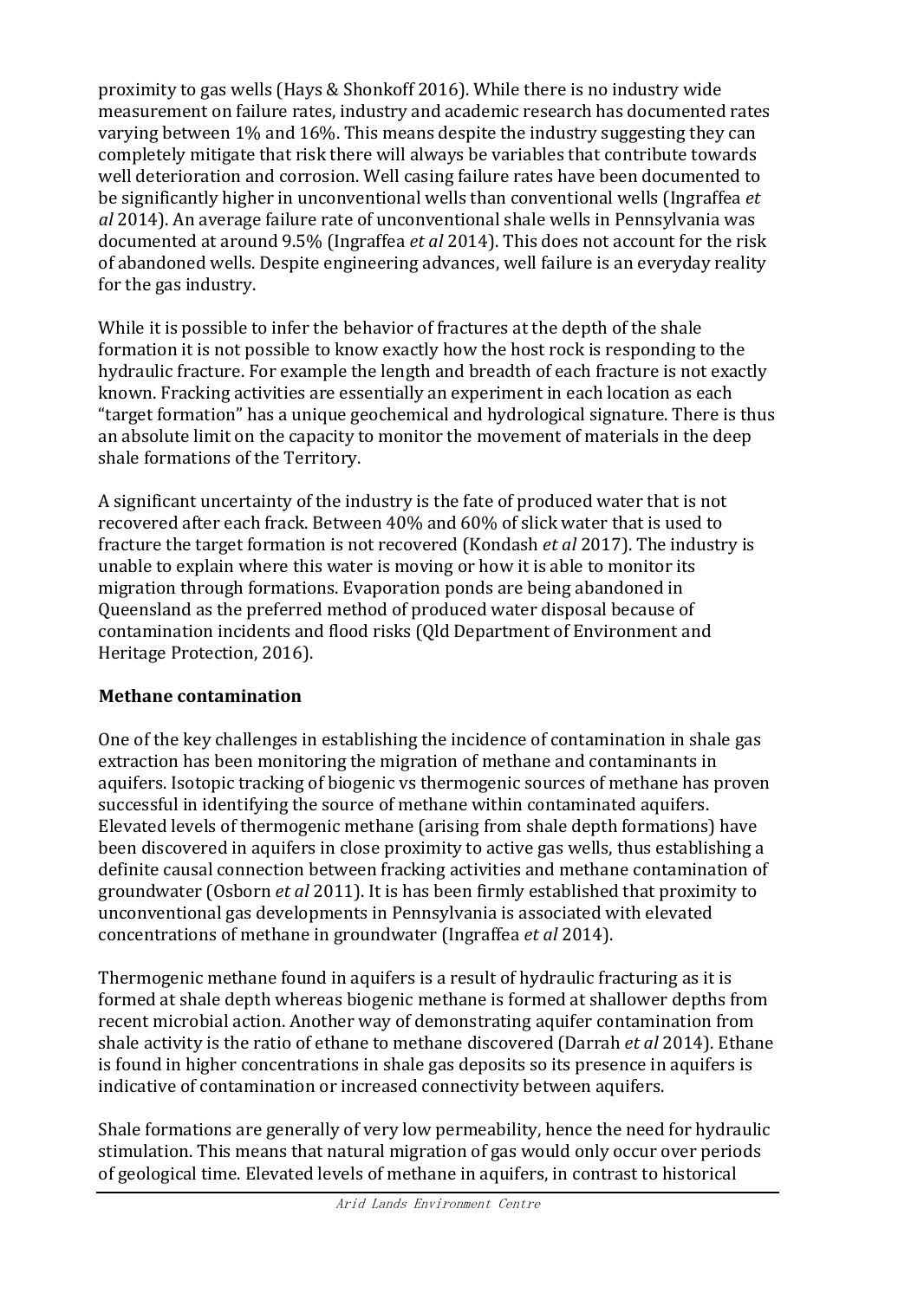proximity to gas wells (Hays & Shonkoff 2016). While there is no industry wide measurement on failure rates, industry and academic research has documented rates varying between 1% and 16%. This means despite the industry suggesting they can completely mitigate that risk there will always be variables that contribute towards well deterioration and corrosion. Well casing failure rates have been documented to be significantly higher in unconventional wells than conventional wells (Ingraffea *et al* 2014). An average failure rate of unconventional shale wells in Pennsylvania was documented at around 9.5% (Ingraffea *et al* 2014). This does not account for the risk of abandoned wells. Despite engineering advances, well failure is an everyday reality for the gas industry.

While it is possible to infer the behavior of fractures at the depth of the shale formation it is not possible to know exactly how the host rock is responding to the hydraulic fracture. For example the length and breadth of each fracture is not exactly known. Fracking activities are essentially an experiment in each location as each "target formation" has a unique geochemical and hydrological signature. There is thus an absolute limit on the capacity to monitor the movement of materials in the deep shale formations of the Territory.

A significant uncertainty of the industry is the fate of produced water that is not recovered after each frack. Between 40% and 60% of slick water that is used to fracture the target formation is not recovered (Kondash *et al* 2017). The industry is unable to explain where this water is moving or how it is able to monitor its migration through formations. Evaporation ponds are being abandoned in Queensland as the preferred method of produced water disposal because of contamination incidents and flood risks (Qld Department of Environment and Heritage Protection, 2016).

**Methane contamination**

One of the key challenges in establishing the incidence of contamination in shale gas extraction has been monitoring the migration of methane and contaminants in aquifers. Isotopic tracking of biogenic vs thermogenic sources of methane has proven successful in identifying the source of methane within contaminated aquifers. Elevated levels of thermogenic methane (arising from shale depth formations) have been discovered in aquifers in close proximity to active gas wells, thus establishing a definite causal connection between fracking activities and methane contamination of groundwater (Osborn *et al* 2011). It is has been firmly established that proximity to unconventional gas developments in Pennsylvania is associated with elevated concentrations of methane in groundwater (Ingraffea *et al* 2014).

Thermogenic methane found in aquifers is a result of hydraulic fracturing as it is formed at shale depth whereas biogenic methane is formed at shallower depths from recent microbial action. Another way of demonstrating aquifer contamination from shale activity is the ratio of ethane to methane discovered (Darrah *et al* 2014). Ethane is found in higher concentrations in shale gas deposits so its presence in aquifers is indicative of contamination or increased connectivity between aquifers.

Shale formations are generally of very low permeability, hence the need for hydraulic stimulation. This means that natural migration of gas would only occur over periods of geological time. Elevated levels of methane in aquifers, in contrast to historical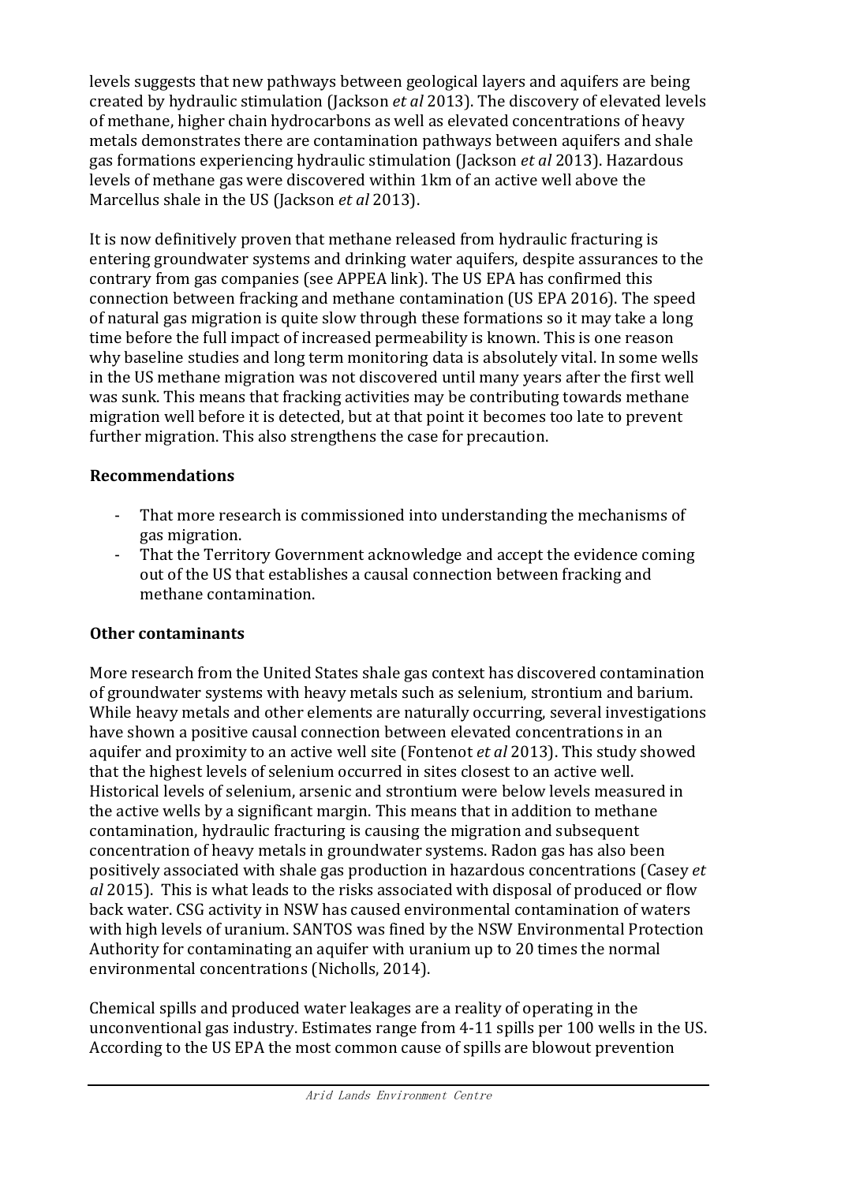levels suggests that new pathways between geological layers and aquifers are being created by hydraulic stimulation (Jackson *et al* 2013). The discovery of elevated levels of methane, higher chain hydrocarbons as well as elevated concentrations of heavy metals demonstrates there are contamination pathways between aquifers and shale gas formations experiencing hydraulic stimulation (Jackson *et al* 2013). Hazardous levels of methane gas were discovered within 1km of an active well above the Marcellus shale in the US (Jackson *et al* 2013).

It is now definitively proven that methane released from hydraulic fracturing is entering groundwater systems and drinking water aquifers, despite assurances to the contrary from gas companies (see APPEA link). The US EPA has confirmed this connection between fracking and methane contamination (US EPA 2016). The speed of natural gas migration is quite slow through these formations so it may take a long time before the full impact of increased permeability is known. This is one reason why baseline studies and long term monitoring data is absolutely vital. In some wells in the US methane migration was not discovered until many years after the first well was sunk. This means that fracking activities may be contributing towards methane migration well before it is detected, but at that point it becomes too late to prevent further migration. This also strengthens the case for precaution.

**Recommendations**

- That more research is commissioned into understanding the mechanisms of gas migration.
- That the Territory Government acknowledge and accept the evidence coming out of the US that establishes a causal connection between fracking and methane contamination.

**Other contaminants**

More research from the United States shale gas context has discovered contamination of groundwater systems with heavy metals such as selenium, strontium and barium. While heavy metals and other elements are naturally occurring, several investigations have shown a positive causal connection between elevated concentrations in an aquifer and proximity to an active well site (Fontenot *et al* 2013). This study showed that the highest levels of selenium occurred in sites closest to an active well. Historical levels of selenium, arsenic and strontium were below levels measured in the active wells by a significant margin. This means that in addition to methane contamination, hydraulic fracturing is causing the migration and subsequent concentration of heavy metals in groundwater systems. Radon gas has also been positively associated with shale gas production in hazardous concentrations (Casey *et al* 2015). This is what leads to the risks associated with disposal of produced or flow back water. CSG activity in NSW has caused environmental contamination of waters with high levels of uranium. SANTOS was fined by the NSW Environmental Protection Authority for contaminating an aquifer with uranium up to 20 times the normal environmental concentrations (Nicholls, 2014).

Chemical spills and produced water leakages are a reality of operating in the unconventional gas industry. Estimates range from 4-11 spills per 100 wells in the US. According to the US EPA the most common cause of spills are blowout prevention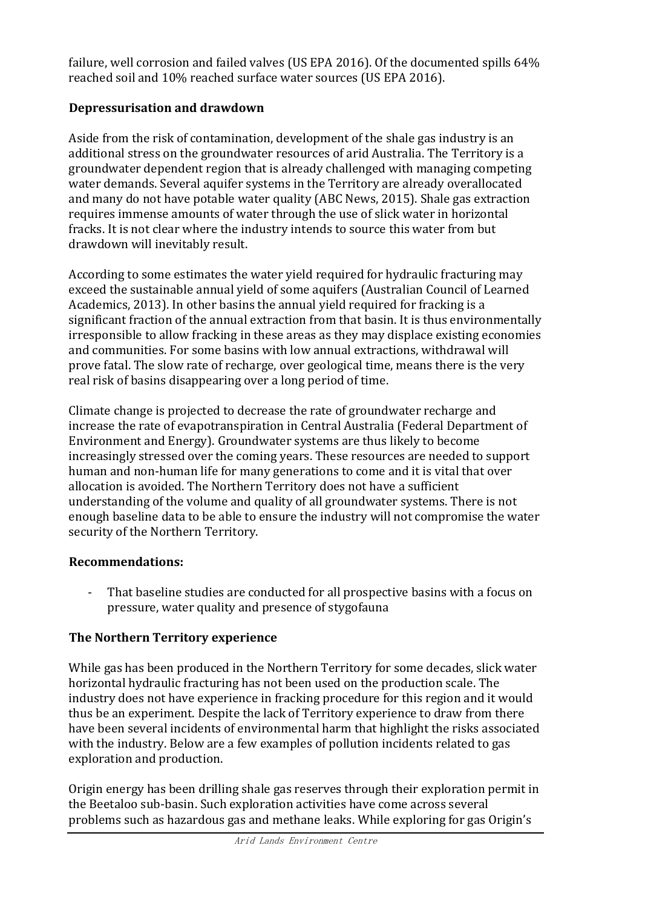failure, well corrosion and failed valves (US EPA 2016). Of the documented spills 64% reached soil and 10% reached surface water sources (US EPA 2016).

### Depressurisation and drawdown

Aside from the risk of contamination, development of the shale gas industry is an additional stress on the groundwater resources of arid Australia. The Territory is a groundwater dependent region that is already challenged with managing competing water demands. Several aquifer systems in the Territory are already overallocated and many do not have potable water quality (ABC News, 2015). Shale gas extraction requires immense amounts of water through the use of slick water in horizontal fracks. It is not clear where the industry intends to source this water from but drawdown will inevitably result.

According to some estimates the water yield required for hydraulic fracturing may exceed the sustainable annual yield of some aquifers (Australian Council of Learned Academics, 2013). In other basins the annual yield required for fracking is a significant fraction of the annual extraction from that basin. It is thus environmentally irresponsible to allow fracking in these areas as they may displace existing economies and communities. For some basins with low annual extractions, withdrawal will prove fatal. The slow rate of recharge, over geological time, means there is the very real risk of basins disappearing over a long period of time.

Climate change is projected to decrease the rate of groundwater recharge and increase the rate of evapotranspiration in Central Australia (Federal Department of Environment and Energy). Groundwater systems are thus likely to become increasingly stressed over the coming years. These resources are needed to support human and non-human life for many generations to come and it is vital that over allocation is avoided. The Northern Territory does not have a sufficient understanding of the volume and quality of all groundwater systems. There is not enough baseline data to be able to ensure the industry will not compromise the water security of the Northern Territory.

**Recommendations:**

- That baseline studies are conducted for all prospective basins with a focus on pressure, water quality and presence of stygofauna

### The Northern Territory experience

While gas has been produced in the Northern Territory for some decades, slick water horizontal hydraulic fracturing has not been used on the production scale. The industry does not have experience in fracking procedure for this region and it would thus be an experiment. Despite the lack of Territory experience to draw from there have been several incidents of environmental harm that highlight the risks associated with the industry. Below are a few examples of pollution incidents related to gas exploration and production.

Origin energy has been drilling shale gas reserves through their exploration permit in the Beetaloo sub-basin. Such exploration activities have come across several problems such as hazardous gas and methane leaks. While exploring for gas Origin's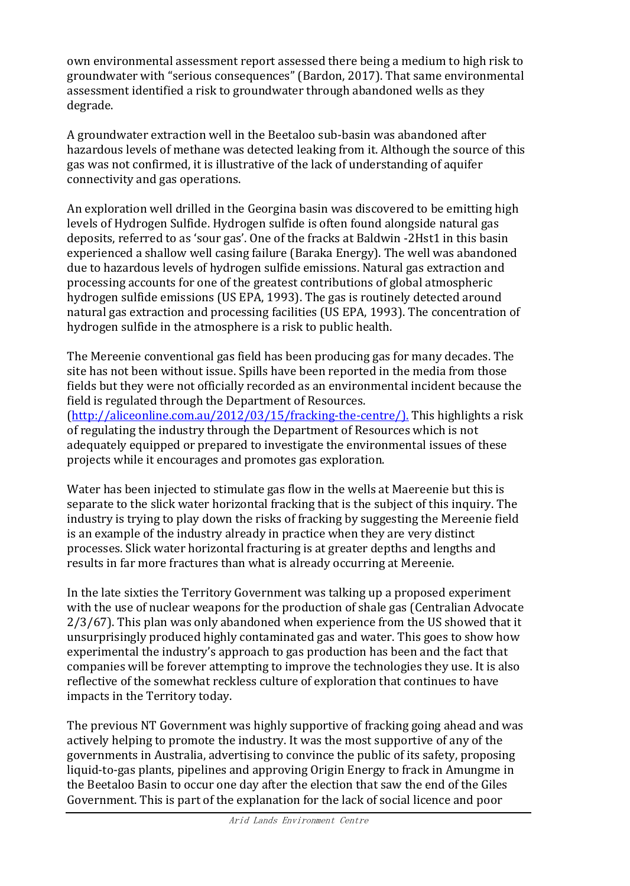own environmental assessment report assessed there being a medium to high risk to groundwater with "serious consequences" (Bardon, 2017). That same environmental assessment identified a risk to groundwater through abandoned wells as they degrade.

A groundwater extraction well in the Beetaloo sub-basin was abandoned after hazardous levels of methane was detected leaking from it. Although the source of this gas was not confirmed, it is illustrative of the lack of understanding of aquifer connectivity and gas operations.

An exploration well drilled in the Georgina basin was discovered to be emitting high levels of Hydrogen Sulfide. Hydrogen sulfide is often found alongside natural gas deposits, referred to as 'sour gas'. One of the fracks at Baldwin -2Hst1 in this basin experienced a shallow well casing failure (Baraka Energy). The well was abandoned due to hazardous levels of hydrogen sulfide emissions. Natural gas extraction and processing accounts for one of the greatest contributions of global atmospheric hydrogen sulfide emissions (US EPA, 1993). The gas is routinely detected around natural gas extraction and processing facilities (US EPA, 1993). The concentration of hydrogen sulfide in the atmosphere is a risk to public health.

The Mereenie conventional gas field has been producing gas for many decades. The site has not been without issue. Spills have been reported in the media from those fields but they were not officially recorded as an environmental incident because the field is regulated through the Department of Resources. (http://aliceonline.com.au/2012/03/15/fracking-the-centre/). This highlights a risk of regulating the industry through the Department of Resources which is not adequately equipped or prepared to investigate the environmental issues of these projects while it encourages and promotes gas exploration.

Water has been injected to stimulate gas flow in the wells at Maereenie but this is separate to the slick water horizontal fracking that is the subject of this inquiry. The industry is trying to play down the risks of fracking by suggesting the Mereenie field is an example of the industry already in practice when they are very distinct processes. Slick water horizontal fracturing is at greater depths and lengths and results in far more fractures than what is already occurring at Mereenie.

In the late sixties the Territory Government was talking up a proposed experiment with the use of nuclear weapons for the production of shale gas (Centralian Advocate 2/3/67). This plan was only abandoned when experience from the US showed that it unsurprisingly produced highly contaminated gas and water. This goes to show how experimental the industry's approach to gas production has been and the fact that companies will be forever attempting to improve the technologies they use. It is also reflective of the somewhat reckless culture of exploration that continues to have impacts in the Territory today.

The previous NT Government was highly supportive of fracking going ahead and was actively helping to promote the industry. It was the most supportive of any of the governments in Australia, advertising to convince the public of its safety, proposing liquid-to-gas plants, pipelines and approving Origin Energy to frack in Amungme in the Beetaloo Basin to occur one day after the election that saw the end of the Giles Government. This is part of the explanation for the lack of social licence and poor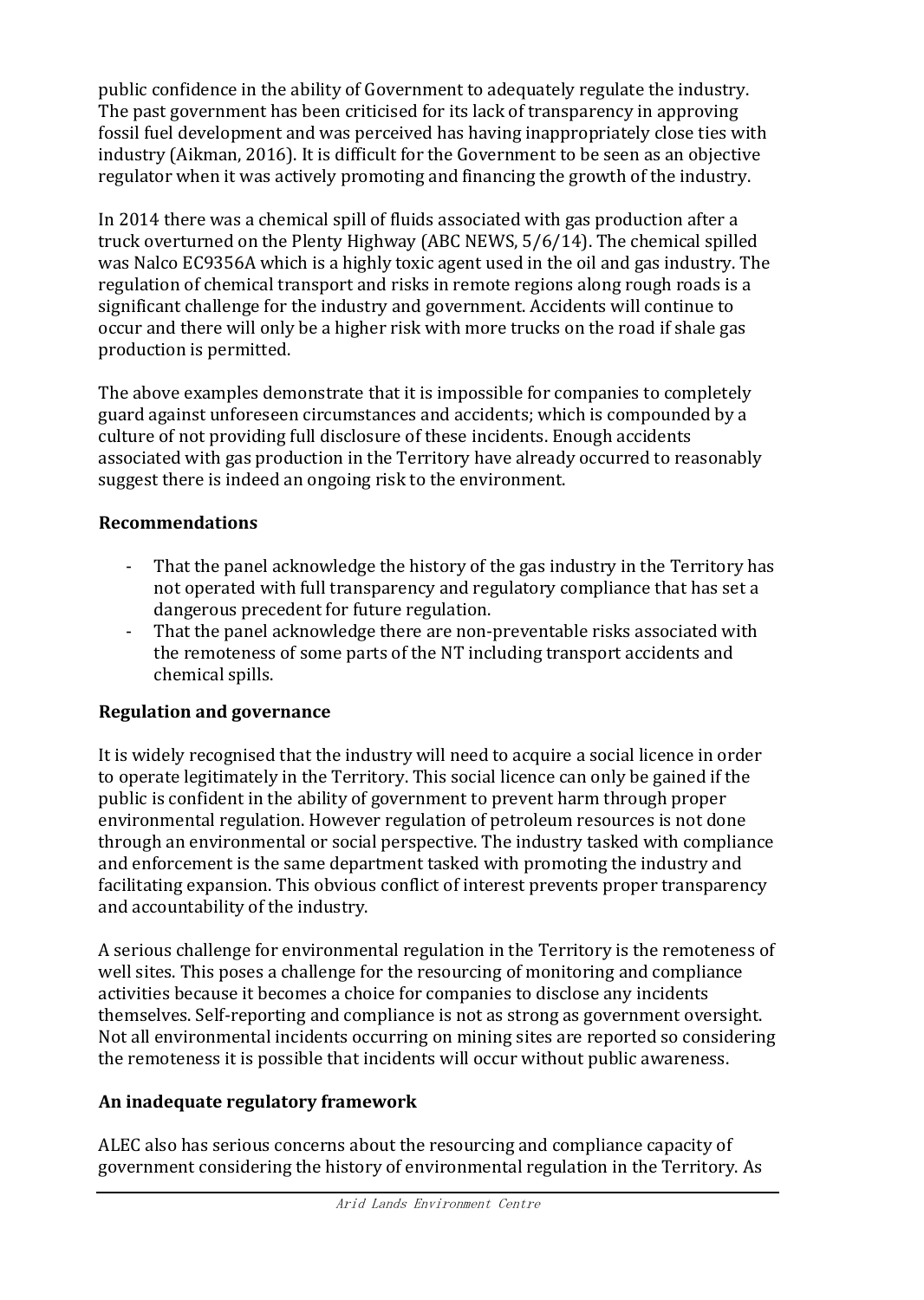public confidence in the ability of Government to adequately regulate the industry. The past government has been criticised for its lack of transparency in approving fossil fuel development and was perceived has having inappropriately close ties with industry (Aikman, 2016). It is difficult for the Government to be seen as an objective regulator when it was actively promoting and financing the growth of the industry.

In 2014 there was a chemical spill of fluids associated with gas production after a truck overturned on the Plenty Highway (ABC NEWS, 5/6/14). The chemical spilled was Nalco EC9356A which is a highly toxic agent used in the oil and gas industry. The regulation of chemical transport and risks in remote regions along rough roads is a significant challenge for the industry and government. Accidents will continue to occur and there will only be a higher risk with more trucks on the road if shale gas production is permitted.

The above examples demonstrate that it is impossible for companies to completely guard against unforeseen circumstances and accidents; which is compounded by a culture of not providing full disclosure of these incidents. Enough accidents associated with gas production in the Territory have already occurred to reasonably suggest there is indeed an ongoing risk to the environment.

## Recommendations

- That the panel acknowledge the history of the gas industry in the Territory has not operated with full transparency and regulatory compliance that has set a dangerous precedent for future regulation.
- That the panel acknowledge there are non-preventable risks associated with the remoteness of some parts of the NT including transport accidents and chemical spills.

## Regulation and governance

It is widely recognised that the industry will need to acquire a social licence in order to operate legitimately in the Territory. This social licence can only be gained if the public is confident in the ability of government to prevent harm through proper environmental regulation. However regulation of petroleum resources is not done through an environmental or social perspective. The industry tasked with compliance and enforcement is the same department tasked with promoting the industry and facilitating expansion. This obvious conflict of interest prevents proper transparency and accountability of the industry.

A serious challenge for environmental regulation in the Territory is the remoteness of well sites. This poses a challenge for the resourcing of monitoring and compliance activities because it becomes a choice for companies to disclose any incidents themselves. Self-reporting and compliance is not as strong as government oversight. Not all environmental incidents occurring on mining sites are reported so considering the remoteness it is possible that incidents will occur without public awareness.

## An inadequate regulatory framework

ALEC also has serious concerns about the resourcing and compliance capacity of government considering the history of environmental regulation in the Territory. As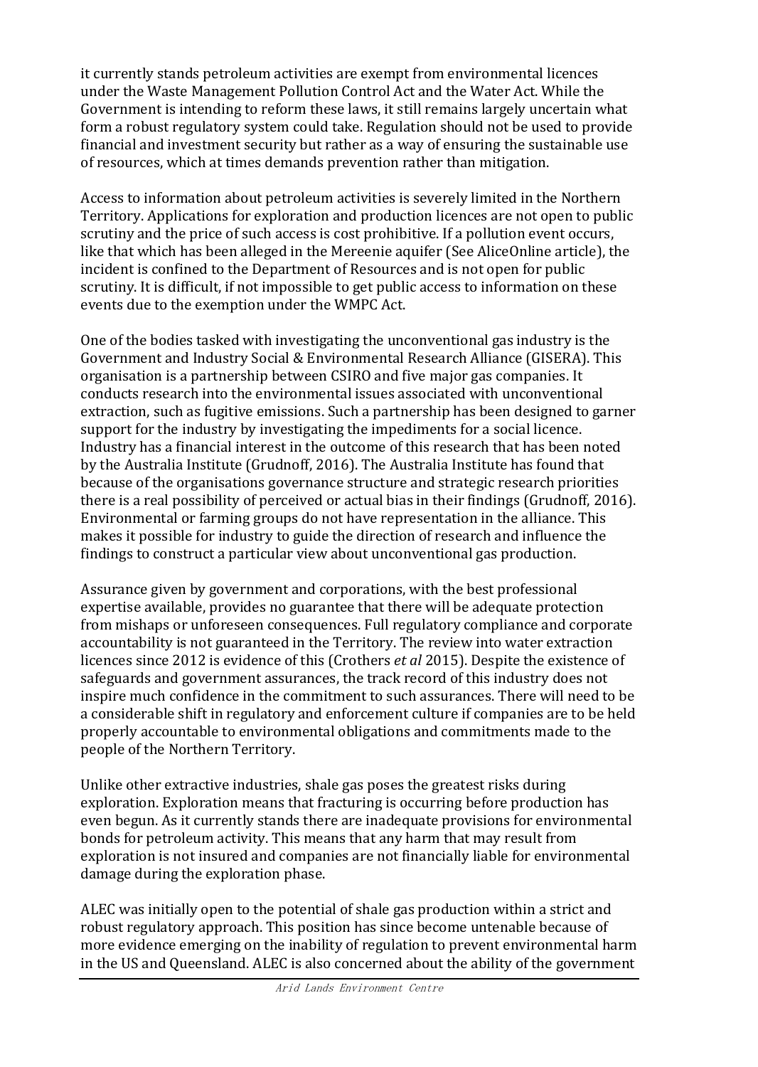it currently stands petroleum activities are exempt from environmental licences under the Waste Management Pollution Control Act and the Water Act. While the Government is intending to reform these laws, it still remains largely uncertain what form a robust regulatory system could take. Regulation should not be used to provide financial and investment security but rather as a way of ensuring the sustainable use of resources, which at times demands prevention rather than mitigation.

Access to information about petroleum activities is severely limited in the Northern Territory. Applications for exploration and production licences are not open to public scrutiny and the price of such access is cost prohibitive. If a pollution event occurs, like that which has been alleged in the Mereenie aquifer (See AliceOnline article), the incident is confined to the Department of Resources and is not open for public scrutiny. It is difficult, if not impossible to get public access to information on these events due to the exemption under the WMPC Act.

One of the bodies tasked with investigating the unconventional gas industry is the Government and Industry Social & Environmental Research Alliance (GISERA). This organisation is a partnership between CSIRO and five major gas companies. It conducts research into the environmental issues associated with unconventional extraction, such as fugitive emissions. Such a partnership has been designed to garner support for the industry by investigating the impediments for a social licence. Industry has a financial interest in the outcome of this research that has been noted by the Australia Institute (Grudnoff, 2016). The Australia Institute has found that because of the organisations governance structure and strategic research priorities there is a real possibility of perceived or actual bias in their findings (Grudnoff, 2016). Environmental or farming groups do not have representation in the alliance. This makes it possible for industry to guide the direction of research and influence the findings to construct a particular view about unconventional gas production.

Assurance given by government and corporations, with the best professional expertise available, provides no guarantee that there will be adequate protection from mishaps or unforeseen consequences. Full regulatory compliance and corporate accountability is not guaranteed in the Territory. The review into water extraction licences since 2012 is evidence of this (Crothers *et al* 2015). Despite the existence of safeguards and government assurances, the track record of this industry does not inspire much confidence in the commitment to such assurances. There will need to be a considerable shift in regulatory and enforcement culture if companies are to be held properly accountable to environmental obligations and commitments made to the people of the Northern Territory.

Unlike other extractive industries, shale gas poses the greatest risks during exploration. Exploration means that fracturing is occurring before production has even begun. As it currently stands there are inadequate provisions for environmental bonds for petroleum activity. This means that any harm that may result from exploration is not insured and companies are not financially liable for environmental damage during the exploration phase.

ALEC was initially open to the potential of shale gas production within a strict and robust regulatory approach. This position has since become untenable because of more evidence emerging on the inability of regulation to prevent environmental harm in the US and Queensland. ALEC is also concerned about the ability of the government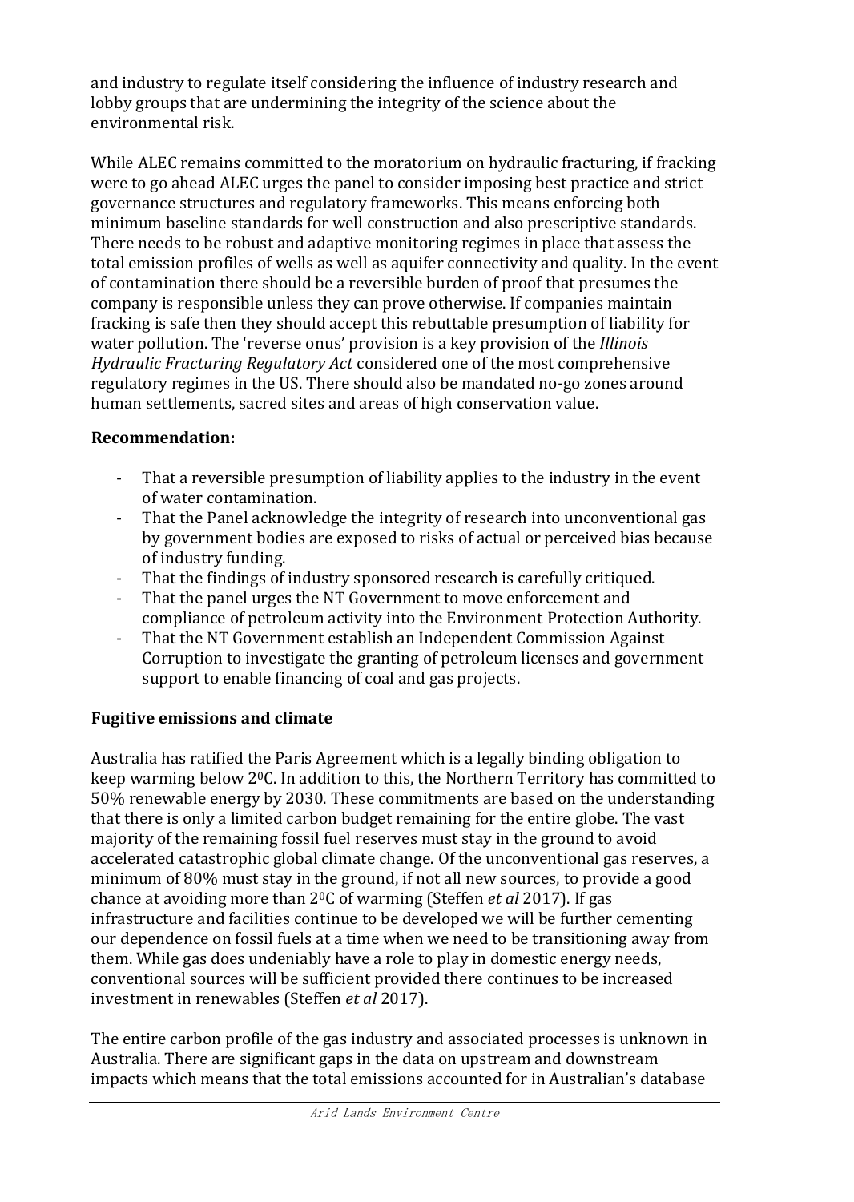and industry to regulate itself considering the influence of industry research and lobby groups that are undermining the integrity of the science about the environmental risk.

While ALEC remains committed to the moratorium on hydraulic fracturing, if fracking were to go ahead ALEC urges the panel to consider imposing best practice and strict governance structures and regulatory frameworks. This means enforcing both minimum baseline standards for well construction and also prescriptive standards. There needs to be robust and adaptive monitoring regimes in place that assess the total emission profiles of wells as well as aquifer connectivity and quality. In the event of contamination there should be a reversible burden of proof that presumes the company is responsible unless they can prove otherwise. If companies maintain fracking is safe then they should accept this rebuttable presumption of liability for water pollution. The 'reverse onus' provision is a key provision of the *Illinois Hydraulic Fracturing Regulatory Act* considered one of the most comprehensive regulatory regimes in the US. There should also be mandated no-go zones around human settlements, sacred sites and areas of high conservation value.

**Recommendation:**

- That a reversible presumption of liability applies to the industry in the event of water contamination.
- That the Panel acknowledge the integrity of research into unconventional gas by government bodies are exposed to risks of actual or perceived bias because of industry funding.
- That the findings of industry sponsored research is carefully critiqued.
- That the panel urges the NT Government to move enforcement and compliance of petroleum activity into the Environment Protection Authority.
- That the NT Government establish an Independent Commission Against Corruption to investigate the granting of petroleum licenses and government support to enable financing of coal and gas projects.

**Fugitive emissions and climate**

Australia has ratified the Paris Agreement which is a legally binding obligation to keep warming below $2^0$C. In addition to this, the Northern Territory has committed to 50% renewable energy by 2030. These commitments are based on the understanding that there is only a limited carbon budget remaining for the entire globe. The vast majority of the remaining fossil fuel reserves must stay in the ground to avoid accelerated catastrophic global climate change. Of the unconventional gas reserves, a minimum of 80% must stay in the ground, if not all new sources, to provide a good chance at avoiding more than $2^0$C of warming (Steffen *et al* 2017). If gas infrastructure and facilities continue to be developed we will be further cementing our dependence on fossil fuels at a time when we need to be transitioning away from them. While gas does undeniably have a role to play in domestic energy needs, conventional sources will be sufficient provided there continues to be increased investment in renewables (Steffen *et al* 2017).

The entire carbon profile of the gas industry and associated processes is unknown in Australia. There are significant gaps in the data on upstream and downstream impacts which means that the total emissions accounted for in Australian's database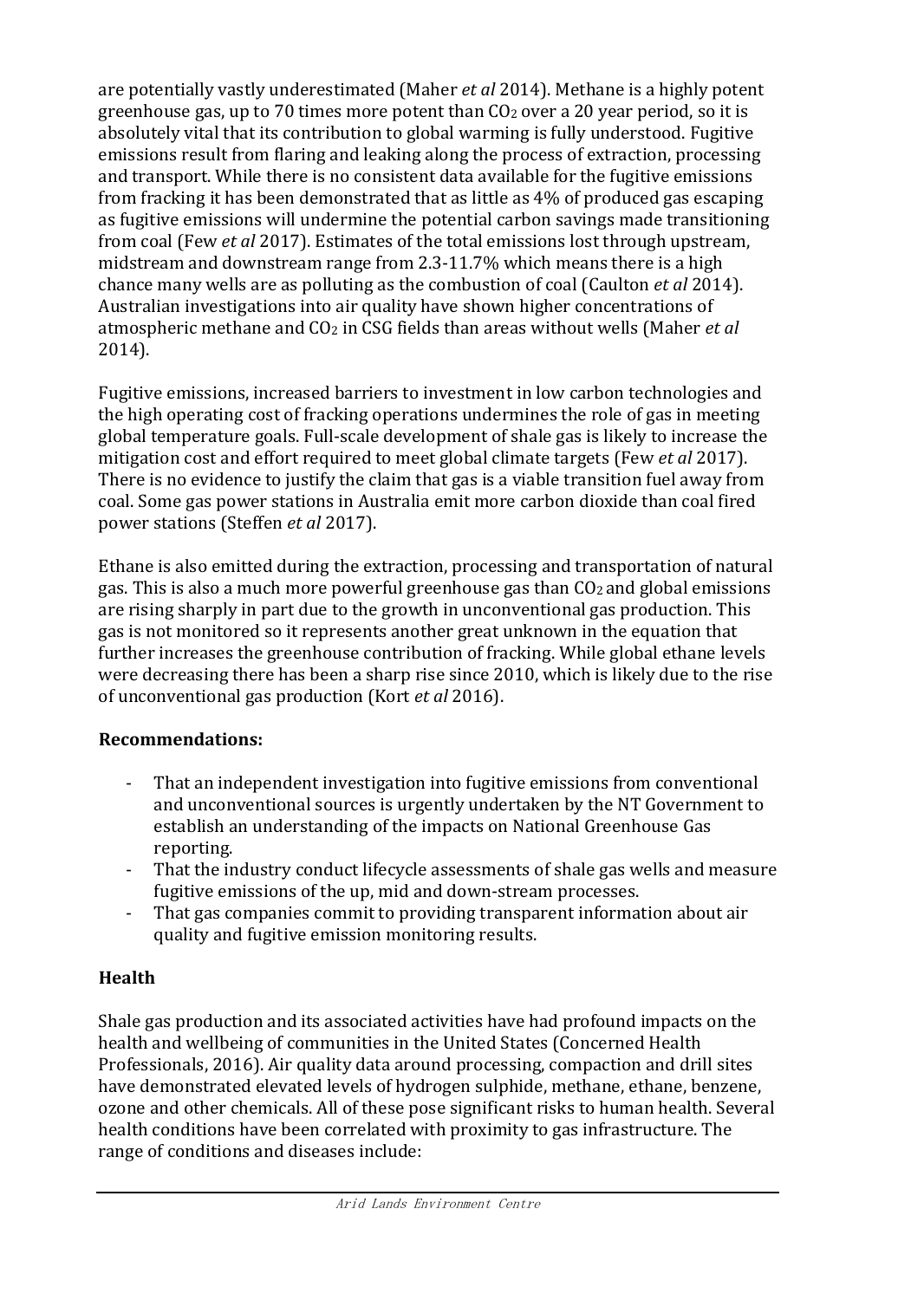are potentially vastly underestimated (Maher *et al* 2014). Methane is a highly potent greenhouse gas, up to 70 times more potent than $CO_2$ over a 20 year period, so it is absolutely vital that its contribution to global warming is fully understood. Fugitive emissions result from flaring and leaking along the process of extraction, processing and transport. While there is no consistent data available for the fugitive emissions from fracking it has been demonstrated that as little as 4% of produced gas escaping as fugitive emissions will undermine the potential carbon savings made transitioning from coal (Few *et al* 2017). Estimates of the total emissions lost through upstream, midstream and downstream range from 2.3-11.7% which means there is a high chance many wells are as polluting as the combustion of coal (Caulton *et al* 2014). Australian investigations into air quality have shown higher concentrations of atmospheric methane and $CO_2$ in CSG fields than areas without wells (Maher *et al* 2014).

Fugitive emissions, increased barriers to investment in low carbon technologies and the high operating cost of fracking operations undermines the role of gas in meeting global temperature goals. Full-scale development of shale gas is likely to increase the mitigation cost and effort required to meet global climate targets (Few *et al* 2017). There is no evidence to justify the claim that gas is a viable transition fuel away from coal. Some gas power stations in Australia emit more carbon dioxide than coal fired power stations (Steffen *et al* 2017).

Ethane is also emitted during the extraction, processing and transportation of natural gas. This is also a much more powerful greenhouse gas than $CO_2$ and global emissions are rising sharply in part due to the growth in unconventional gas production. This gas is not monitored so it represents another great unknown in the equation that further increases the greenhouse contribution of fracking. While global ethane levels were decreasing there has been a sharp rise since 2010, which is likely due to the rise of unconventional gas production (Kort *et al* 2016).

**Recommendations:**

- That an independent investigation into fugitive emissions from conventional and unconventional sources is urgently undertaken by the NT Government to establish an understanding of the impacts on National Greenhouse Gas reporting.
- That the industry conduct lifecycle assessments of shale gas wells and measure fugitive emissions of the up, mid and down-stream processes.
- That gas companies commit to providing transparent information about air quality and fugitive emission monitoring results.

## Health

Shale gas production and its associated activities have had profound impacts on the health and wellbeing of communities in the United States (Concerned Health Professionals, 2016). Air quality data around processing, compaction and drill sites have demonstrated elevated levels of hydrogen sulphide, methane, ethane, benzene, ozone and other chemicals. All of these pose significant risks to human health. Several health conditions have been correlated with proximity to gas infrastructure. The range of conditions and diseases include: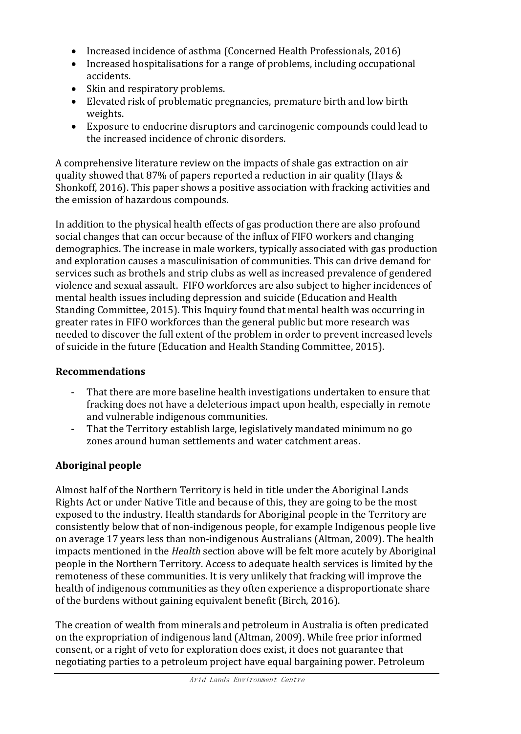- Increased incidence of asthma (Concerned Health Professionals, 2016)
- Increased hospitalisations for a range of problems, including occupational accidents.
- Skin and respiratory problems.
- Elevated risk of problematic pregnancies, premature birth and low birth weights.
- Exposure to endocrine disruptors and carcinogenic compounds could lead to the increased incidence of chronic disorders.

A comprehensive literature review on the impacts of shale gas extraction on air quality showed that 87% of papers reported a reduction in air quality (Hays & Shonkoff, 2016). This paper shows a positive association with fracking activities and the emission of hazardous compounds.

In addition to the physical health effects of gas production there are also profound social changes that can occur because of the influx of FIFO workers and changing demographics. The increase in male workers, typically associated with gas production and exploration causes a masculinisation of communities. This can drive demand for services such as brothels and strip clubs as well as increased prevalence of gendered violence and sexual assault. FIFO workforces are also subject to higher incidences of mental health issues including depression and suicide (Education and Health Standing Committee, 2015). This Inquiry found that mental health was occurring in greater rates in FIFO workforces than the general public but more research was needed to discover the full extent of the problem in order to prevent increased levels of suicide in the future (Education and Health Standing Committee, 2015).

### Recommendations

- That there are more baseline health investigations undertaken to ensure that fracking does not have a deleterious impact upon health, especially in remote and vulnerable indigenous communities.
- That the Territory establish large, legislatively mandated minimum no go zones around human settlements and water catchment areas.

## Aboriginal people

Almost half of the Northern Territory is held in title under the Aboriginal Lands Rights Act or under Native Title and because of this, they are going to be the most exposed to the industry. Health standards for Aboriginal people in the Territory are consistently below that of non-indigenous people, for example Indigenous people live on average 17 years less than non-indigenous Australians (Altman, 2009). The health impacts mentioned in the *Health* section above will be felt more acutely by Aboriginal people in the Northern Territory. Access to adequate health services is limited by the remoteness of these communities. It is very unlikely that fracking will improve the health of indigenous communities as they often experience a disproportionate share of the burdens without gaining equivalent benefit (Birch, 2016).

The creation of wealth from minerals and petroleum in Australia is often predicated on the expropriation of indigenous land (Altman, 2009). While free prior informed consent, or a right of veto for exploration does exist, it does not guarantee that negotiating parties to a petroleum project have equal bargaining power. Petroleum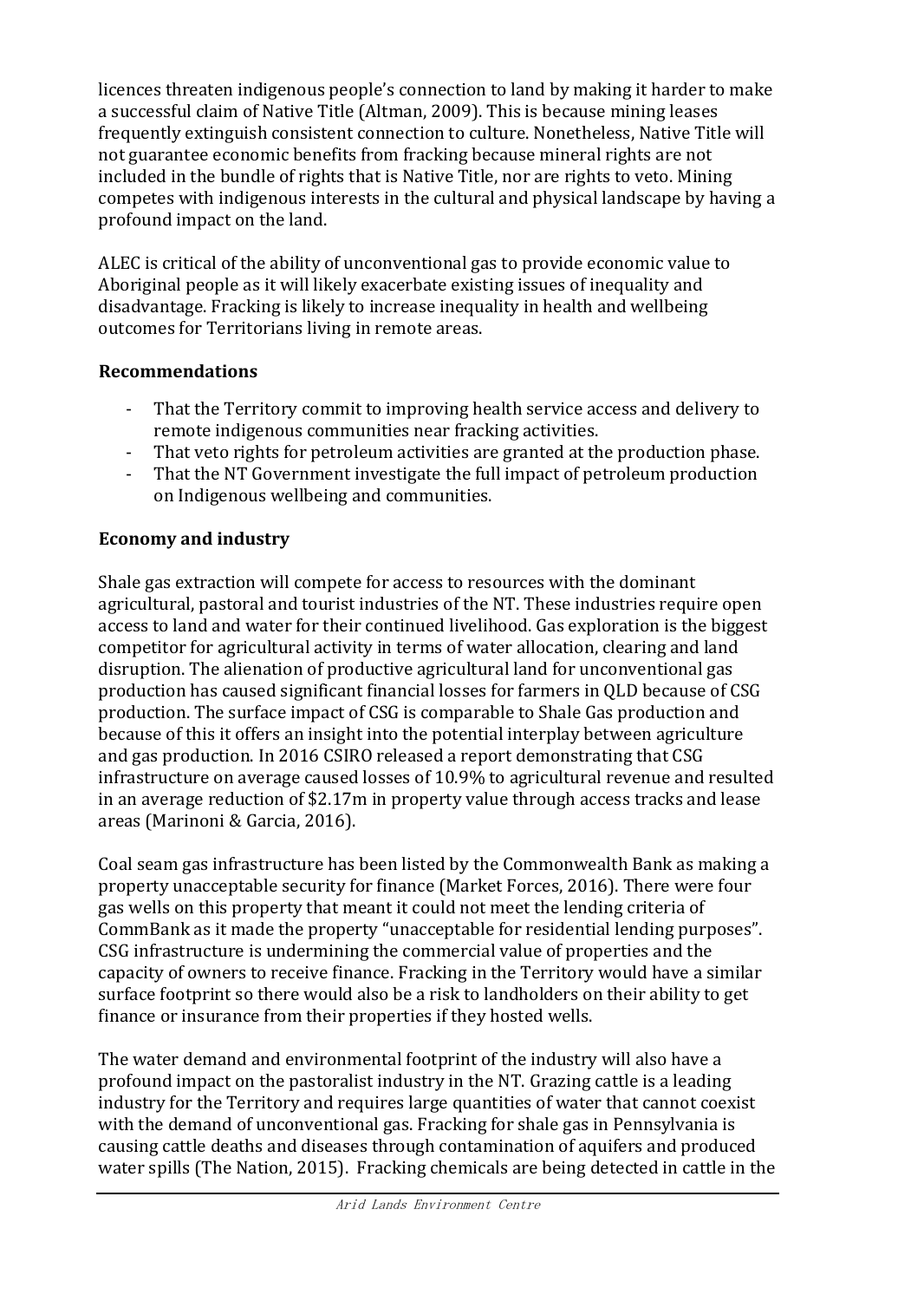licences threaten indigenous people's connection to land by making it harder to make a successful claim of Native Title (Altman, 2009). This is because mining leases frequently extinguish consistent connection to culture. Nonetheless, Native Title will not guarantee economic benefits from fracking because mineral rights are not included in the bundle of rights that is Native Title, nor are rights to veto. Mining competes with indigenous interests in the cultural and physical landscape by having a profound impact on the land.

ALEC is critical of the ability of unconventional gas to provide economic value to Aboriginal people as it will likely exacerbate existing issues of inequality and disadvantage. Fracking is likely to increase inequality in health and wellbeing outcomes for Territorians living in remote areas.

**Recommendations**

- That the Territory commit to improving health service access and delivery to remote indigenous communities near fracking activities.
- That veto rights for petroleum activities are granted at the production phase.
- That the NT Government investigate the full impact of petroleum production on Indigenous wellbeing and communities.

**Economy and industry**

Shale gas extraction will compete for access to resources with the dominant agricultural, pastoral and tourist industries of the NT. These industries require open access to land and water for their continued livelihood. Gas exploration is the biggest competitor for agricultural activity in terms of water allocation, clearing and land disruption. The alienation of productive agricultural land for unconventional gas production has caused significant financial losses for farmers in QLD because of CSG production. The surface impact of CSG is comparable to Shale Gas production and because of this it offers an insight into the potential interplay between agriculture and gas production. In 2016 CSIRO released a report demonstrating that CSG infrastructure on average caused losses of 10.9% to agricultural revenue and resulted in an average reduction of $2.17m in property value through access tracks and lease areas (Marinoni & Garcia, 2016).

Coal seam gas infrastructure has been listed by the Commonwealth Bank as making a property unacceptable security for finance (Market Forces, 2016). There were four gas wells on this property that meant it could not meet the lending criteria of CommBank as it made the property "unacceptable for residential lending purposes". CSG infrastructure is undermining the commercial value of properties and the capacity of owners to receive finance. Fracking in the Territory would have a similar surface footprint so there would also be a risk to landholders on their ability to get finance or insurance from their properties if they hosted wells.

The water demand and environmental footprint of the industry will also have a profound impact on the pastoralist industry in the NT. Grazing cattle is a leading industry for the Territory and requires large quantities of water that cannot coexist with the demand of unconventional gas. Fracking for shale gas in Pennsylvania is causing cattle deaths and diseases through contamination of aquifers and produced water spills (The Nation, 2015). Fracking chemicals are being detected in cattle in the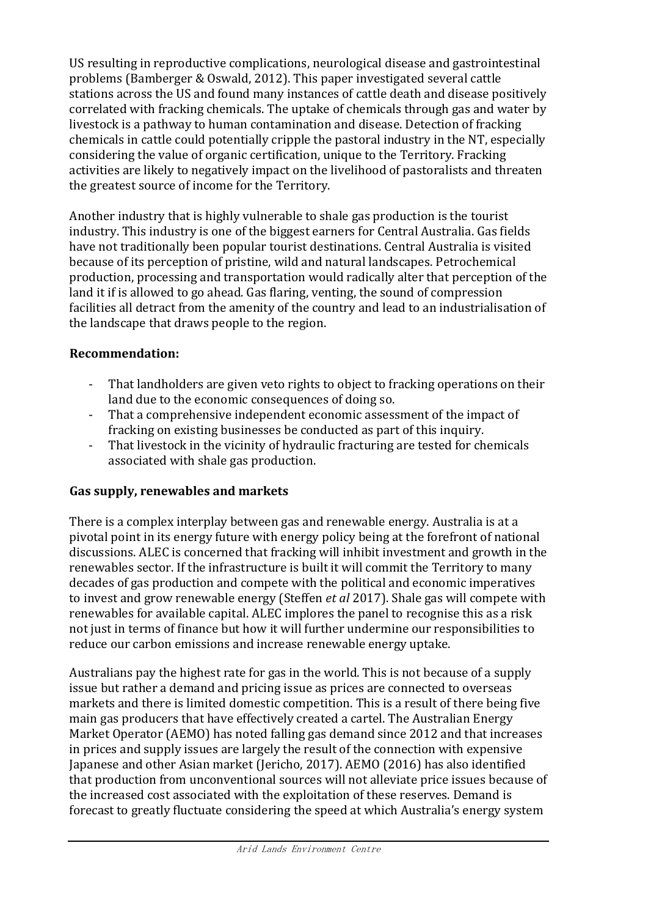US resulting in reproductive complications, neurological disease and gastrointestinal problems (Bamberger & Oswald, 2012). This paper investigated several cattle stations across the US and found many instances of cattle death and disease positively correlated with fracking chemicals. The uptake of chemicals through gas and water by livestock is a pathway to human contamination and disease. Detection of fracking chemicals in cattle could potentially cripple the pastoral industry in the NT, especially considering the value of organic certification, unique to the Territory. Fracking activities are likely to negatively impact on the livelihood of pastoralists and threaten the greatest source of income for the Territory.

Another industry that is highly vulnerable to shale gas production is the tourist industry. This industry is one of the biggest earners for Central Australia. Gas fields have not traditionally been popular tourist destinations. Central Australia is visited because of its perception of pristine, wild and natural landscapes. Petrochemical production, processing and transportation would radically alter that perception of the land it if is allowed to go ahead. Gas flaring, venting, the sound of compression facilities all detract from the amenity of the country and lead to an industrialisation of the landscape that draws people to the region.

**Recommendation:**

- That landholders are given veto rights to object to fracking operations on their land due to the economic consequences of doing so.
- That a comprehensive independent economic assessment of the impact of fracking on existing businesses be conducted as part of this inquiry.
- That livestock in the vicinity of hydraulic fracturing are tested for chemicals associated with shale gas production.

**Gas supply, renewables and markets**

There is a complex interplay between gas and renewable energy. Australia is at a pivotal point in its energy future with energy policy being at the forefront of national discussions. ALEC is concerned that fracking will inhibit investment and growth in the renewables sector. If the infrastructure is built it will commit the Territory to many decades of gas production and compete with the political and economic imperatives to invest and grow renewable energy (Steffen *et al* 2017). Shale gas will compete with renewables for available capital. ALEC implores the panel to recognise this as a risk not just in terms of finance but how it will further undermine our responsibilities to reduce our carbon emissions and increase renewable energy uptake.

Australians pay the highest rate for gas in the world. This is not because of a supply issue but rather a demand and pricing issue as prices are connected to overseas markets and there is limited domestic competition. This is a result of there being five main gas producers that have effectively created a cartel. The Australian Energy Market Operator (AEMO) has noted falling gas demand since 2012 and that increases in prices and supply issues are largely the result of the connection with expensive Japanese and other Asian market (Jericho, 2017). AEMO (2016) has also identified that production from unconventional sources will not alleviate price issues because of the increased cost associated with the exploitation of these reserves. Demand is forecast to greatly fluctuate considering the speed at which Australia's energy system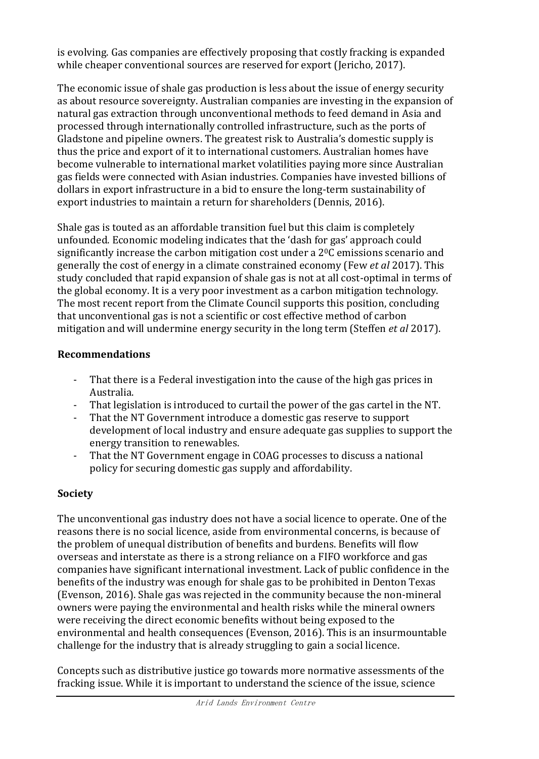is evolving. Gas companies are effectively proposing that costly fracking is expanded while cheaper conventional sources are reserved for export (Jericho, 2017).

The economic issue of shale gas production is less about the issue of energy security as about resource sovereignty. Australian companies are investing in the expansion of natural gas extraction through unconventional methods to feed demand in Asia and processed through internationally controlled infrastructure, such as the ports of Gladstone and pipeline owners. The greatest risk to Australia's domestic supply is thus the price and export of it to international customers. Australian homes have become vulnerable to international market volatilities paying more since Australian gas fields were connected with Asian industries. Companies have invested billions of dollars in export infrastructure in a bid to ensure the long-term sustainability of export industries to maintain a return for shareholders (Dennis, 2016).

Shale gas is touted as an affordable transition fuel but this claim is completely unfounded. Economic modeling indicates that the 'dash for gas' approach could significantly increase the carbon mitigation cost under a $2^0$C emissions scenario and generally the cost of energy in a climate constrained economy (Few *et al* 2017). This study concluded that rapid expansion of shale gas is not at all cost-optimal in terms of the global economy. It is a very poor investment as a carbon mitigation technology. The most recent report from the Climate Council supports this position, concluding that unconventional gas is not a scientific or cost effective method of carbon mitigation and will undermine energy security in the long term (Steffen *et al* 2017).

### Recommendations

- That there is a Federal investigation into the cause of the high gas prices in Australia.
- That legislation is introduced to curtail the power of the gas cartel in the NT.
- That the NT Government introduce a domestic gas reserve to support development of local industry and ensure adequate gas supplies to support the energy transition to renewables.
- That the NT Government engage in COAG processes to discuss a national policy for securing domestic gas supply and affordability.

### Society

The unconventional gas industry does not have a social licence to operate. One of the reasons there is no social licence, aside from environmental concerns, is because of the problem of unequal distribution of benefits and burdens. Benefits will flow overseas and interstate as there is a strong reliance on a FIFO workforce and gas companies have significant international investment. Lack of public confidence in the benefits of the industry was enough for shale gas to be prohibited in Denton Texas (Evenson, 2016). Shale gas was rejected in the community because the non-mineral owners were paying the environmental and health risks while the mineral owners were receiving the direct economic benefits without being exposed to the environmental and health consequences (Evenson, 2016). This is an insurmountable challenge for the industry that is already struggling to gain a social licence.

Concepts such as distributive justice go towards more normative assessments of the fracking issue. While it is important to understand the science of the issue, science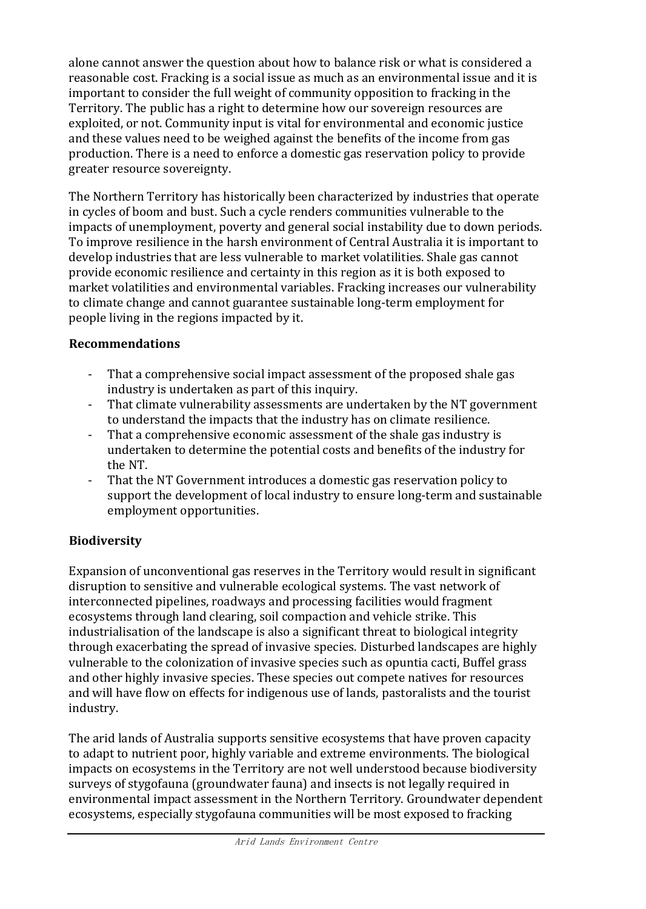alone cannot answer the question about how to balance risk or what is considered a reasonable cost. Fracking is a social issue as much as an environmental issue and it is important to consider the full weight of community opposition to fracking in the Territory. The public has a right to determine how our sovereign resources are exploited, or not. Community input is vital for environmental and economic justice and these values need to be weighed against the benefits of the income from gas production. There is a need to enforce a domestic gas reservation policy to provide greater resource sovereignty.

The Northern Territory has historically been characterized by industries that operate in cycles of boom and bust. Such a cycle renders communities vulnerable to the impacts of unemployment, poverty and general social instability due to down periods. To improve resilience in the harsh environment of Central Australia it is important to develop industries that are less vulnerable to market volatilities. Shale gas cannot provide economic resilience and certainty in this region as it is both exposed to market volatilities and environmental variables. Fracking increases our vulnerability to climate change and cannot guarantee sustainable long-term employment for people living in the regions impacted by it.

### Recommendations

- That a comprehensive social impact assessment of the proposed shale gas industry is undertaken as part of this inquiry.
- That climate vulnerability assessments are undertaken by the NT government to understand the impacts that the industry has on climate resilience.
- That a comprehensive economic assessment of the shale gas industry is undertaken to determine the potential costs and benefits of the industry for the NT.
- That the NT Government introduces a domestic gas reservation policy to support the development of local industry to ensure long-term and sustainable employment opportunities.

## Biodiversity

Expansion of unconventional gas reserves in the Territory would result in significant disruption to sensitive and vulnerable ecological systems. The vast network of interconnected pipelines, roadways and processing facilities would fragment ecosystems through land clearing, soil compaction and vehicle strike. This industrialisation of the landscape is also a significant threat to biological integrity through exacerbating the spread of invasive species. Disturbed landscapes are highly vulnerable to the colonization of invasive species such as opuntia cacti, Buffel grass and other highly invasive species. These species out compete natives for resources and will have flow on effects for indigenous use of lands, pastoralists and the tourist industry.

The arid lands of Australia supports sensitive ecosystems that have proven capacity to adapt to nutrient poor, highly variable and extreme environments. The biological impacts on ecosystems in the Territory are not well understood because biodiversity surveys of stygofauna (groundwater fauna) and insects is not legally required in environmental impact assessment in the Northern Territory. Groundwater dependent ecosystems, especially stygofauna communities will be most exposed to fracking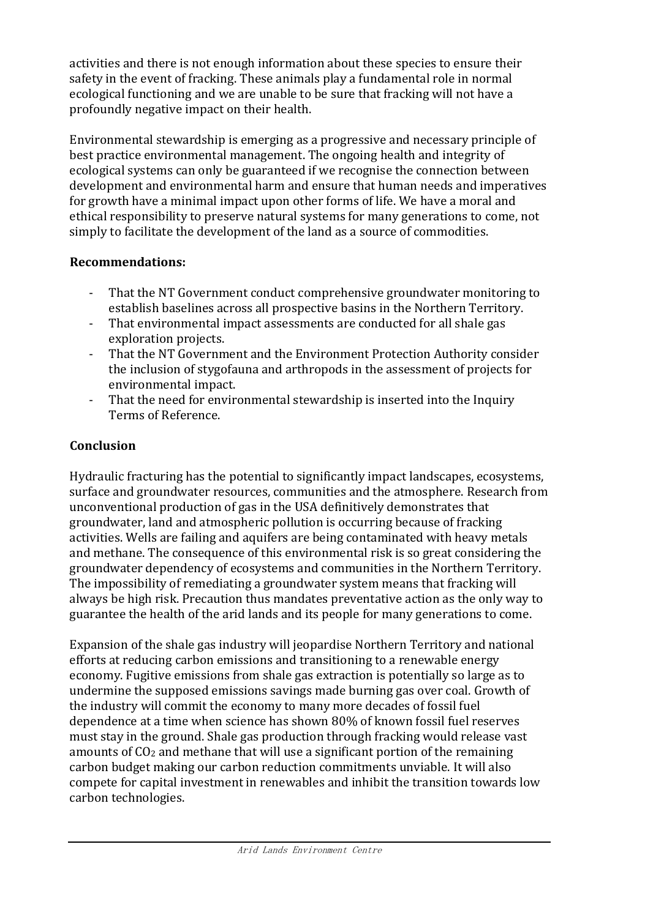activities and there is not enough information about these species to ensure their safety in the event of fracking. These animals play a fundamental role in normal ecological functioning and we are unable to be sure that fracking will not have a profoundly negative impact on their health.

Environmental stewardship is emerging as a progressive and necessary principle of best practice environmental management. The ongoing health and integrity of ecological systems can only be guaranteed if we recognise the connection between development and environmental harm and ensure that human needs and imperatives for growth have a minimal impact upon other forms of life. We have a moral and ethical responsibility to preserve natural systems for many generations to come, not simply to facilitate the development of the land as a source of commodities.

**Recommendations:**

- That the NT Government conduct comprehensive groundwater monitoring to establish baselines across all prospective basins in the Northern Territory.
- That environmental impact assessments are conducted for all shale gas exploration projects.
- That the NT Government and the Environment Protection Authority consider the inclusion of stygofauna and arthropods in the assessment of projects for environmental impact.
- That the need for environmental stewardship is inserted into the Inquiry Terms of Reference.

## Conclusion

Hydraulic fracturing has the potential to significantly impact landscapes, ecosystems, surface and groundwater resources, communities and the atmosphere. Research from unconventional production of gas in the USA definitively demonstrates that groundwater, land and atmospheric pollution is occurring because of fracking activities. Wells are failing and aquifers are being contaminated with heavy metals and methane. The consequence of this environmental risk is so great considering the groundwater dependency of ecosystems and communities in the Northern Territory. The impossibility of remediating a groundwater system means that fracking will always be high risk. Precaution thus mandates preventative action as the only way to guarantee the health of the arid lands and its people for many generations to come.

Expansion of the shale gas industry will jeopardise Northern Territory and national efforts at reducing carbon emissions and transitioning to a renewable energy economy. Fugitive emissions from shale gas extraction is potentially so large as to undermine the supposed emissions savings made burning gas over coal. Growth of the industry will commit the economy to many more decades of fossil fuel dependence at a time when science has shown 80% of known fossil fuel reserves must stay in the ground. Shale gas production through fracking would release vast amounts of $CO_2$ and methane that will use a significant portion of the remaining carbon budget making our carbon reduction commitments unviable. It will also compete for capital investment in renewables and inhibit the transition towards low carbon technologies.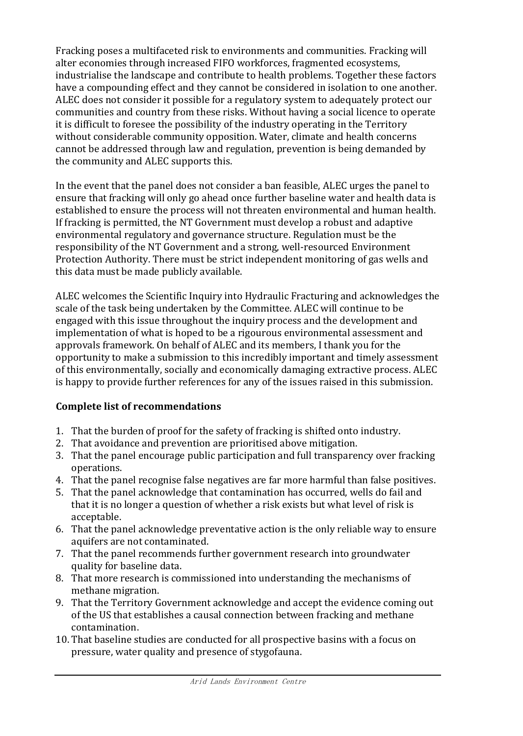Fracking poses a multifaceted risk to environments and communities. Fracking will alter economies through increased FIFO workforces, fragmented ecosystems, industrialise the landscape and contribute to health problems. Together these factors have a compounding effect and they cannot be considered in isolation to one another. ALEC does not consider it possible for a regulatory system to adequately protect our communities and country from these risks. Without having a social licence to operate it is difficult to foresee the possibility of the industry operating in the Territory without considerable community opposition. Water, climate and health concerns cannot be addressed through law and regulation, prevention is being demanded by the community and ALEC supports this.

In the event that the panel does not consider a ban feasible, ALEC urges the panel to ensure that fracking will only go ahead once further baseline water and health data is established to ensure the process will not threaten environmental and human health. If fracking is permitted, the NT Government must develop a robust and adaptive environmental regulatory and governance structure. Regulation must be the responsibility of the NT Government and a strong, well-resourced Environment Protection Authority. There must be strict independent monitoring of gas wells and this data must be made publicly available.

ALEC welcomes the Scientific Inquiry into Hydraulic Fracturing and acknowledges the scale of the task being undertaken by the Committee. ALEC will continue to be engaged with this issue throughout the inquiry process and the development and implementation of what is hoped to be a rigourous environmental assessment and approvals framework. On behalf of ALEC and its members, I thank you for the opportunity to make a submission to this incredibly important and timely assessment of this environmentally, socially and economically damaging extractive process. ALEC is happy to provide further references for any of the issues raised in this submission.

**Complete list of recommendations**

1. That the burden of proof for the safety of fracking is shifted onto industry.
2. That avoidance and prevention are prioritised above mitigation.
3. That the panel encourage public participation and full transparency over fracking operations.
4. That the panel recognise false negatives are far more harmful than false positives.
5. That the panel acknowledge that contamination has occurred, wells do fail and that it is no longer a question of whether a risk exists but what level of risk is acceptable.
6. That the panel acknowledge preventative action is the only reliable way to ensure aquifers are not contaminated.
7. That the panel recommends further government research into groundwater quality for baseline data.
8. That more research is commissioned into understanding the mechanisms of methane migration.
9. That the Territory Government acknowledge and accept the evidence coming out of the US that establishes a causal connection between fracking and methane contamination.
10. That baseline studies are conducted for all prospective basins with a focus on pressure, water quality and presence of stygofauna.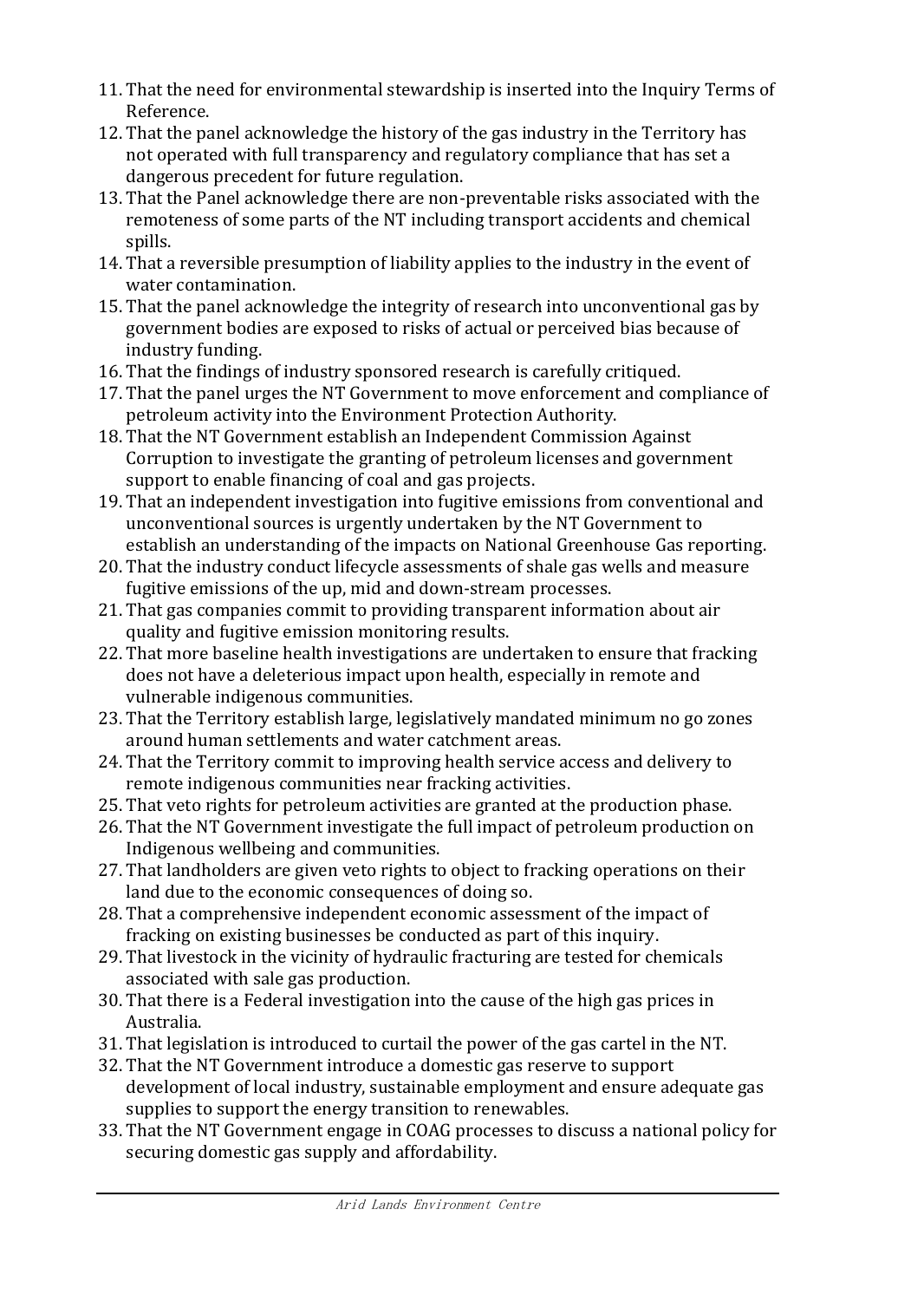11. That the need for environmental stewardship is inserted into the Inquiry Terms of Reference.
12. That the panel acknowledge the history of the gas industry in the Territory has not operated with full transparency and regulatory compliance that has set a dangerous precedent for future regulation.
13. That the Panel acknowledge there are non-preventable risks associated with the remoteness of some parts of the NT including transport accidents and chemical spills.
14. That a reversible presumption of liability applies to the industry in the event of water contamination.
15. That the panel acknowledge the integrity of research into unconventional gas by government bodies are exposed to risks of actual or perceived bias because of industry funding.
16. That the findings of industry sponsored research is carefully critiqued.
17. That the panel urges the NT Government to move enforcement and compliance of petroleum activity into the Environment Protection Authority.
18. That the NT Government establish an Independent Commission Against Corruption to investigate the granting of petroleum licenses and government support to enable financing of coal and gas projects.
19. That an independent investigation into fugitive emissions from conventional and unconventional sources is urgently undertaken by the NT Government to establish an understanding of the impacts on National Greenhouse Gas reporting.
20. That the industry conduct lifecycle assessments of shale gas wells and measure fugitive emissions of the up, mid and down-stream processes.
21. That gas companies commit to providing transparent information about air quality and fugitive emission monitoring results.
22. That more baseline health investigations are undertaken to ensure that fracking does not have a deleterious impact upon health, especially in remote and vulnerable indigenous communities.
23. That the Territory establish large, legislatively mandated minimum no go zones around human settlements and water catchment areas.
24. That the Territory commit to improving health service access and delivery to remote indigenous communities near fracking activities.
25. That veto rights for petroleum activities are granted at the production phase.
26. That the NT Government investigate the full impact of petroleum production on Indigenous wellbeing and communities.
27. That landholders are given veto rights to object to fracking operations on their land due to the economic consequences of doing so.
28. That a comprehensive independent economic assessment of the impact of fracking on existing businesses be conducted as part of this inquiry.
29. That livestock in the vicinity of hydraulic fracturing are tested for chemicals associated with sale gas production.
30. That there is a Federal investigation into the cause of the high gas prices in Australia.
31. That legislation is introduced to curtail the power of the gas cartel in the NT.
32. That the NT Government introduce a domestic gas reserve to support development of local industry, sustainable employment and ensure adequate gas supplies to support the energy transition to renewables.
33. That the NT Government engage in COAG processes to discuss a national policy for securing domestic gas supply and affordability.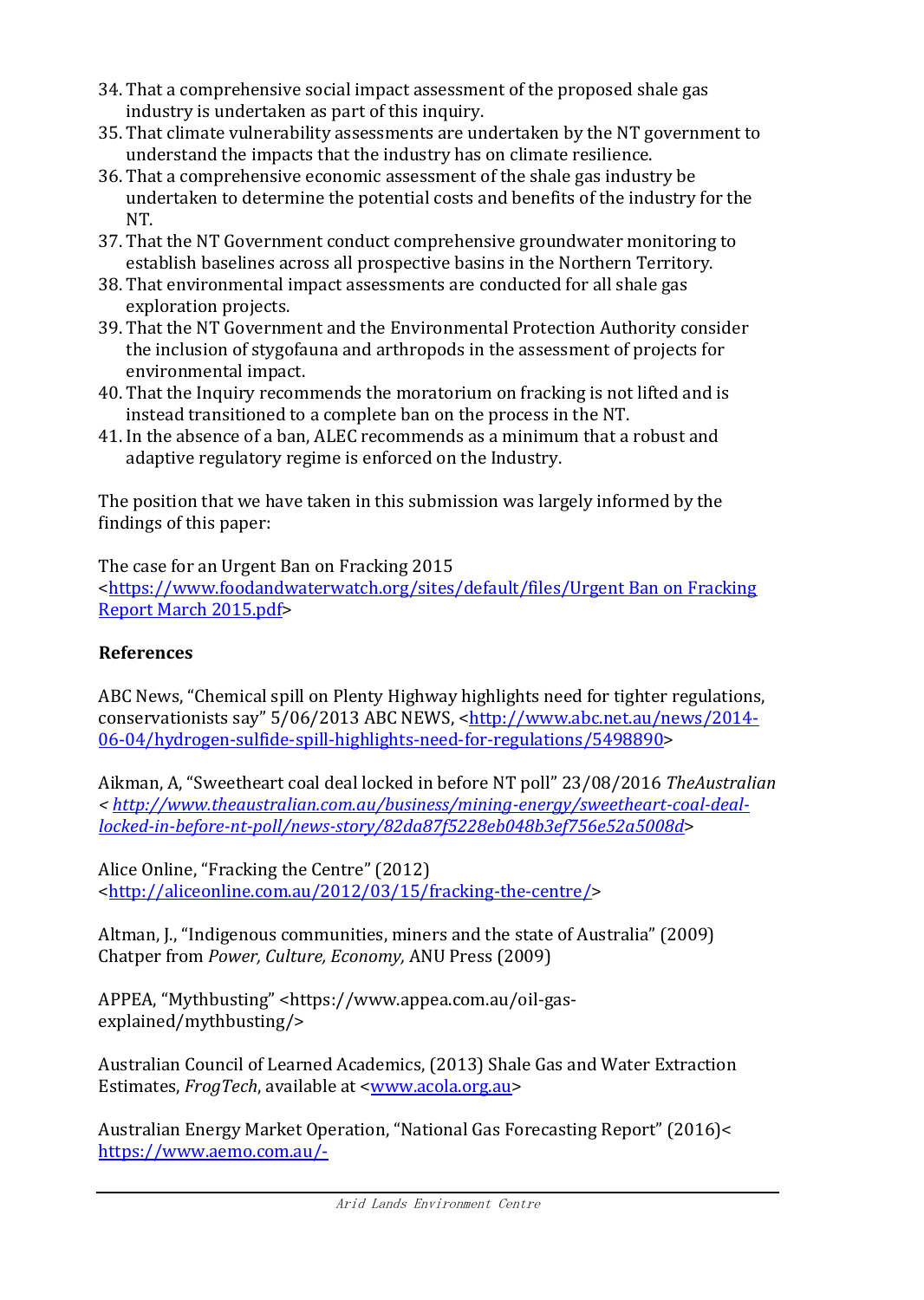34. That a comprehensive social impact assessment of the proposed shale gas industry is undertaken as part of this inquiry.
35. That climate vulnerability assessments are undertaken by the NT government to understand the impacts that the industry has on climate resilience.
36. That a comprehensive economic assessment of the shale gas industry be undertaken to determine the potential costs and benefits of the industry for the NT.
37. That the NT Government conduct comprehensive groundwater monitoring to establish baselines across all prospective basins in the Northern Territory.
38. That environmental impact assessments are conducted for all shale gas exploration projects.
39. That the NT Government and the Environmental Protection Authority consider the inclusion of stygofauna and arthropods in the assessment of projects for environmental impact.
40. That the Inquiry recommends the moratorium on fracking is not lifted and is instead transitioned to a complete ban on the process in the NT.
41. In the absence of a ban, ALEC recommends as a minimum that a robust and adaptive regulatory regime is enforced on the Industry.

The position that we have taken in this submission was largely informed by the findings of this paper:

The case for an Urgent Ban on Fracking 2015 <https://www.foodandwaterwatch.org/sites/default/files/Urgent Ban on Fracking Report March 2015.pdf>

**References**

ABC News, "Chemical spill on Plenty Highway highlights need for tighter regulations, conservationists say" 5/06/2013 ABC NEWS, <http://www.abc.net.au/news/2014-06-04/hydrogen-sulfide-spill-highlights-need-for-regulations/5498890>

Aikman, A, "Sweetheart coal deal locked in before NT poll" 23/08/2016 *TheAustralian* < *http://www.theaustralian.com.au/business/mining-energy/sweetheart-coal-deal-locked-in-before-nt-poll/news-story/82da87f5228eb048b3ef756e52a5008d*>

Alice Online, "Fracking the Centre" (2012) <http://aliceonline.com.au/2012/03/15/fracking-the-centre/>

Altman, J., "Indigenous communities, miners and the state of Australia" (2009) Chatper from *Power, Culture, Economy,* ANU Press (2009)

APPEA, "Mythbusting" <https://www.appea.com.au/oil-gas-explained/mythbusting/>

Australian Council of Learned Academics, (2013) Shale Gas and Water Extraction Estimates, *FrogTech*, available at <www.acola.org.au>

Australian Energy Market Operation, "National Gas Forecasting Report" (2016)< https://www.aemo.com.au/-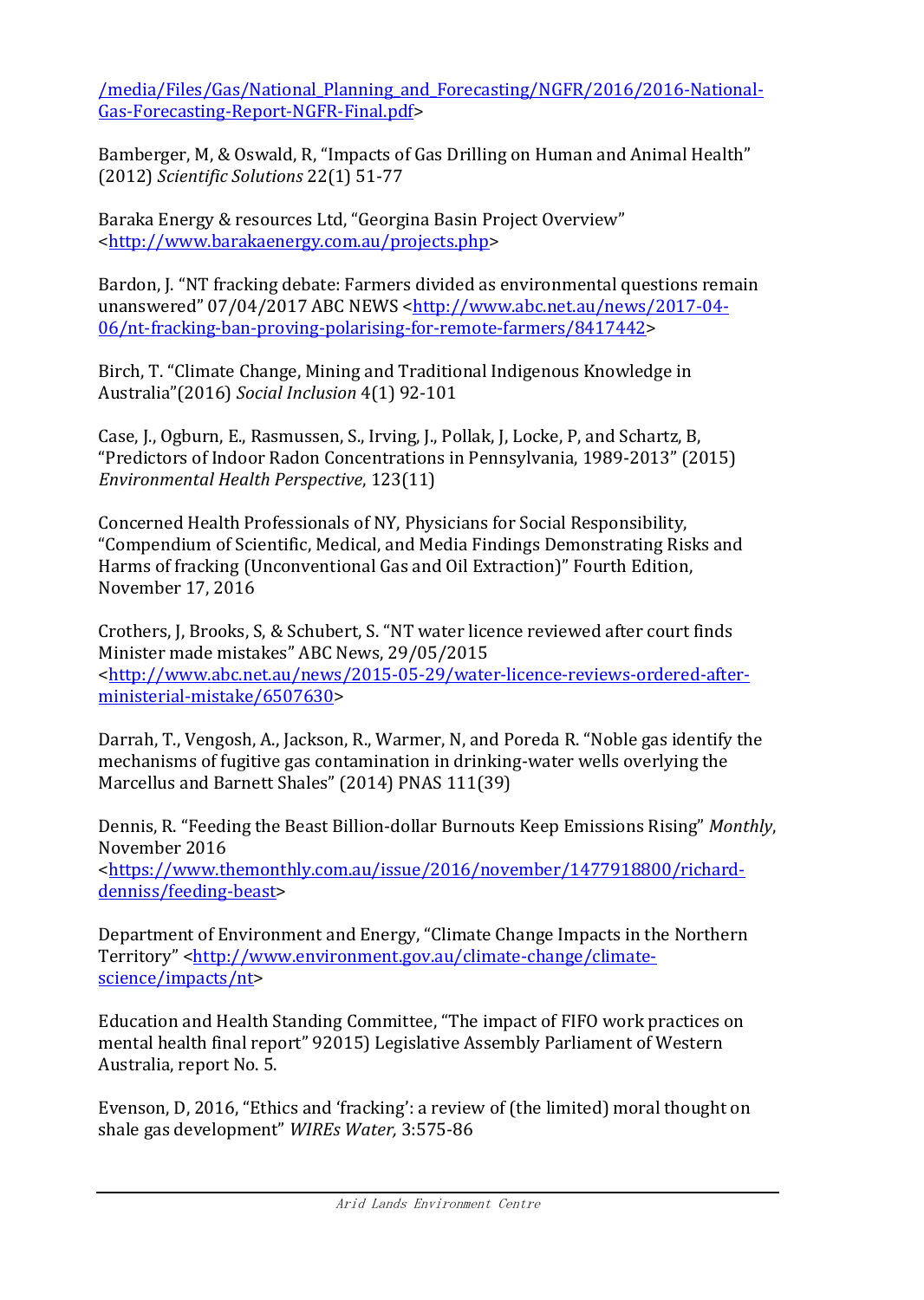/media/Files/Gas/National_Planning_and_Forecasting/NGFR/2016/2016-National-Gas-Forecasting-Report-NGFR-Final.pdf>

Bamberger, M, & Oswald, R, "Impacts of Gas Drilling on Human and Animal Health" (2012) *Scientific Solutions* 22(1) 51-77

Baraka Energy & resources Ltd, "Georgina Basin Project Overview" <http://www.barakaenergy.com.au/projects.php>

Bardon, J. "NT fracking debate: Farmers divided as environmental questions remain unanswered" 07/04/2017 ABC NEWS <http://www.abc.net.au/news/2017-04-06/nt-fracking-ban-proving-polarising-for-remote-farmers/8417442>

Birch, T. "Climate Change, Mining and Traditional Indigenous Knowledge in Australia"(2016) *Social Inclusion* 4(1) 92-101

Case, J., Ogburn, E., Rasmussen, S., Irving, J., Pollak, J, Locke, P, and Schartz, B, "Predictors of Indoor Radon Concentrations in Pennsylvania, 1989-2013" (2015) *Environmental Health Perspective*, 123(11)

Concerned Health Professionals of NY, Physicians for Social Responsibility, "Compendium of Scientific, Medical, and Media Findings Demonstrating Risks and Harms of fracking (Unconventional Gas and Oil Extraction)" Fourth Edition, November 17, 2016

Crothers, J, Brooks, S, & Schubert, S. "NT water licence reviewed after court finds Minister made mistakes" ABC News, 29/05/2015 <http://www.abc.net.au/news/2015-05-29/water-licence-reviews-ordered-after-ministerial-mistake/6507630>

Darrah, T., Vengosh, A., Jackson, R., Warmer, N, and Poreda R. "Noble gas identify the mechanisms of fugitive gas contamination in drinking-water wells overlying the Marcellus and Barnett Shales" (2014) PNAS 111(39)

Dennis, R. "Feeding the Beast Billion-dollar Burnouts Keep Emissions Rising" *Monthly*, November 2016 <https://www.themonthly.com.au/issue/2016/november/1477918800/richard-denniss/feeding-beast>

Department of Environment and Energy, "Climate Change Impacts in the Northern Territory" <http://www.environment.gov.au/climate-change/climate-science/impacts/nt>

Education and Health Standing Committee, "The impact of FIFO work practices on mental health final report" 92015) Legislative Assembly Parliament of Western Australia, report No. 5.

Evenson, D, 2016, "Ethics and 'fracking': a review of (the limited) moral thought on shale gas development" *WIREs Water,* 3:575-86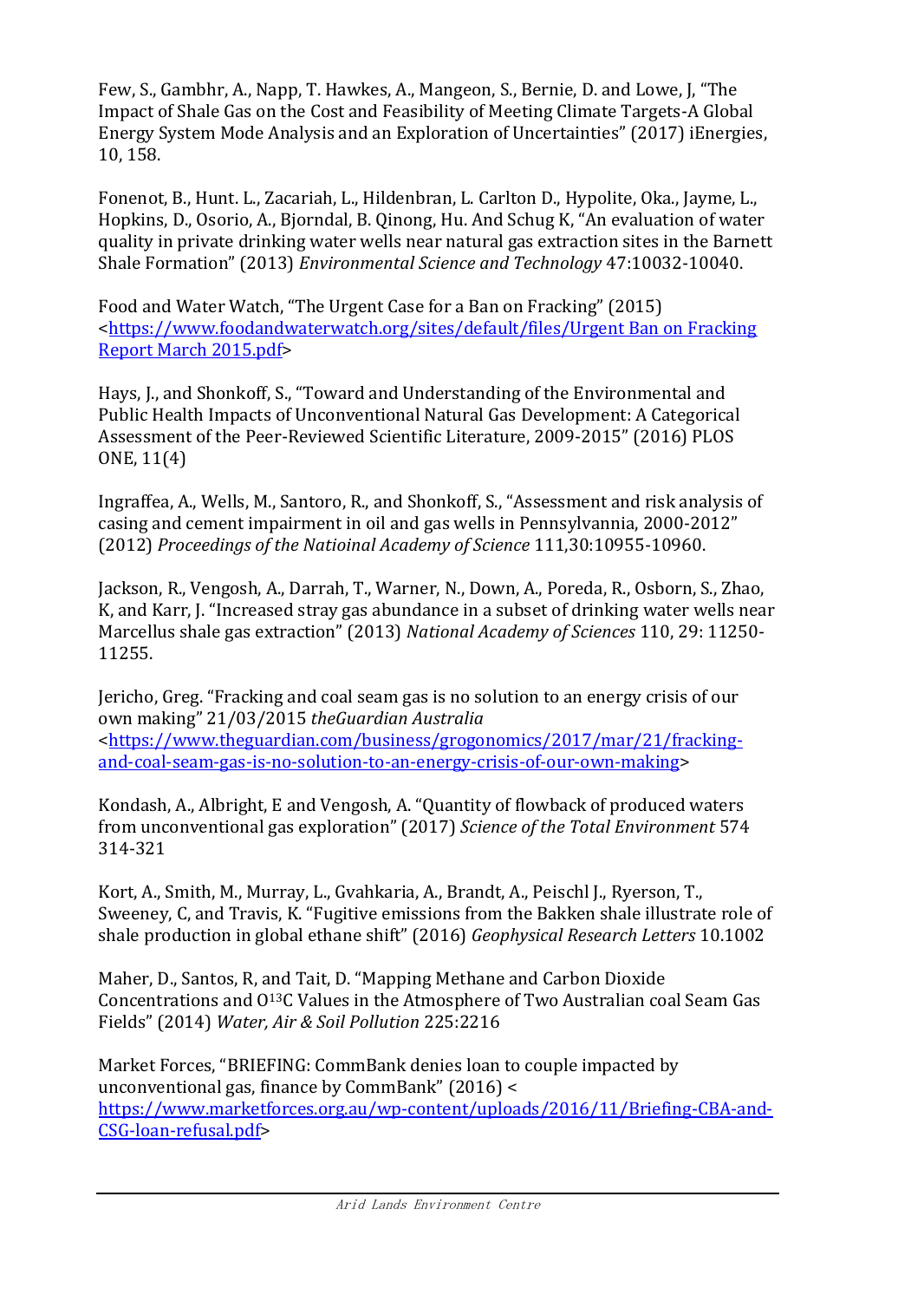Few, S., Gambhr, A., Napp, T. Hawkes, A., Mangeon, S., Bernie, D. and Lowe, J, "The Impact of Shale Gas on the Cost and Feasibility of Meeting Climate Targets-A Global Energy System Mode Analysis and an Exploration of Uncertainties" (2017) iEnergies, 10, 158.

Fonenot, B., Hunt. L., Zacariah, L., Hildenbran, L. Carlton D., Hypolite, Oka., Jayme, L., Hopkins, D., Osorio, A., Bjorndal, B. Qinong, Hu. And Schug K, "An evaluation of water quality in private drinking water wells near natural gas extraction sites in the Barnett Shale Formation" (2013) *Environmental Science and Technology* 47:10032-10040.

Food and Water Watch, "The Urgent Case for a Ban on Fracking" (2015) <https://www.foodandwaterwatch.org/sites/default/files/Urgent Ban on Fracking Report March 2015.pdf>

Hays, J., and Shonkoff, S., "Toward and Understanding of the Environmental and Public Health Impacts of Unconventional Natural Gas Development: A Categorical Assessment of the Peer-Reviewed Scientific Literature, 2009-2015" (2016) PLOS ONE, 11(4)

Ingraffea, A., Wells, M., Santoro, R., and Shonkoff, S., "Assessment and risk analysis of casing and cement impairment in oil and gas wells in Pennsylvannia, 2000-2012" (2012) *Proceedings of the Natioinal Academy of Science* 111,30:10955-10960.

Jackson, R., Vengosh, A., Darrah, T., Warner, N., Down, A., Poreda, R., Osborn, S., Zhao, K, and Karr, J. "Increased stray gas abundance in a subset of drinking water wells near Marcellus shale gas extraction" (2013) *National Academy of Sciences* 110, 29: 11250-11255.

Jericho, Greg. "Fracking and coal seam gas is no solution to an energy crisis of our own making" 21/03/2015 *theGuardian Australia* <https://www.theguardian.com/business/grogonomics/2017/mar/21/fracking-and-coal-seam-gas-is-no-solution-to-an-energy-crisis-of-our-own-making>

Kondash, A., Albright, E and Vengosh, A. "Quantity of flowback of produced waters from unconventional gas exploration" (2017) *Science of the Total Environment* 574 314-321

Kort, A., Smith, M., Murray, L., Gvahkaria, A., Brandt, A., Peischl J., Ryerson, T., Sweeney, C, and Travis, K. "Fugitive emissions from the Bakken shale illustrate role of shale production in global ethane shift" (2016) *Geophysical Research Letters* 10.1002

Maher, D., Santos, R, and Tait, D. "Mapping Methane and Carbon Dioxide Concentrations and O$^{13}$C Values in the Atmosphere of Two Australian coal Seam Gas Fields" (2014) *Water, Air & Soil Pollution* 225:2216

Market Forces, "BRIEFING: CommBank denies loan to couple impacted by unconventional gas, finance by CommBank" (2016) < https://www.marketforces.org.au/wp-content/uploads/2016/11/Briefing-CBA-and-CSG-loan-refusal.pdf>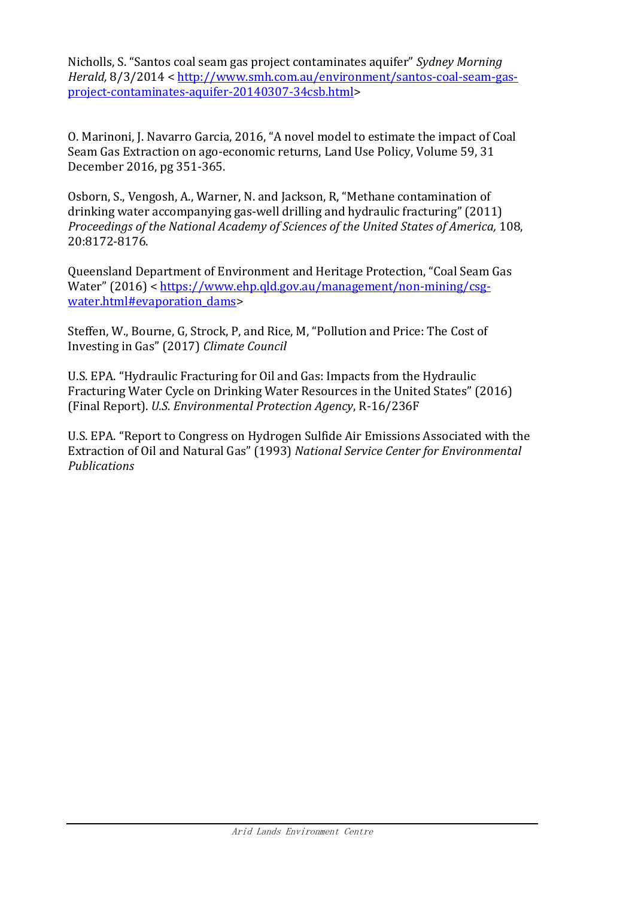Nicholls, S. "Santos coal seam gas project contaminates aquifer" *Sydney Morning Herald,* 8/3/2014 < [http://www.smh.com.au/environment/santos-coal-seam-gas-project-contaminates-aquifer-20140307-34csb.html](http://www.smh.com.au/environment/santos-coal-seam-gas-project-contaminates-aquifer-20140307-34csb.html)>

O. Marinoni, J. Navarro Garcia, 2016, "A novel model to estimate the impact of Coal Seam Gas Extraction on ago-economic returns, Land Use Policy, Volume 59, 31 December 2016, pg 351-365.

Osborn, S., Vengosh, A., Warner, N. and Jackson, R, "Methane contamination of drinking water accompanying gas-well drilling and hydraulic fracturing" (2011) *Proceedings of the National Academy of Sciences of the United States of America,* 108, 20:8172-8176.

Queensland Department of Environment and Heritage Protection, "Coal Seam Gas Water" (2016) < [https://www.ehp.qld.gov.au/management/non-mining/csg-water.html#evaporation_dams](https://www.ehp.qld.gov.au/management/non-mining/csg-water.html#evaporation_dams)>

Steffen, W., Bourne, G, Strock, P, and Rice, M, "Pollution and Price: The Cost of Investing in Gas" (2017) *Climate Council*

U.S. EPA. "Hydraulic Fracturing for Oil and Gas: Impacts from the Hydraulic Fracturing Water Cycle on Drinking Water Resources in the United States" (2016) (Final Report). *U.S. Environmental Protection Agency*, R-16/236F

U.S. EPA. "Report to Congress on Hydrogen Sulfide Air Emissions Associated with the Extraction of Oil and Natural Gas" (1993) *National Service Center for Environmental Publications*